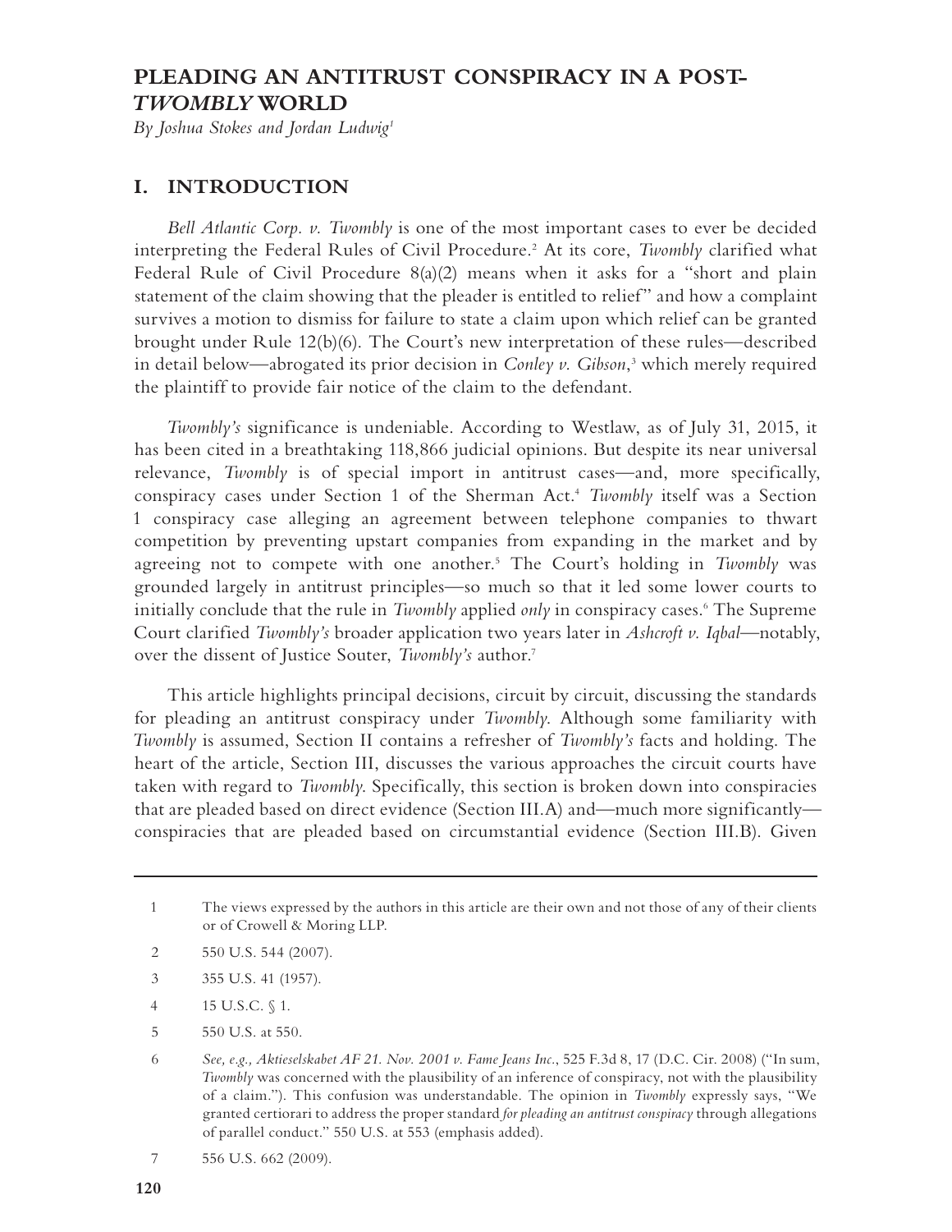# PLEADING AN ANTITRUST CONSPIRACY IN A POST-*TWOMBLY* WORLD

*By Joshua Stokes and Jordan Ludwig*[1]

## I. INTRODUCTION

*Bell Atlantic Corp. v. Twombly* is one of the most important cases to ever be decided interpreting the Federal Rules of Civil Procedure.[2] At its core, *Twombly* clarified what Federal Rule of Civil Procedure 8(a)(2) means when it asks for a "short and plain statement of the claim showing that the pleader is entitled to relief" and how a complaint survives a motion to dismiss for failure to state a claim upon which relief can be granted brought under Rule 12(b)(6). The Court's new interpretation of these rules—described in detail below—abrogated its prior decision in *Conley v. Gibson*,[3] which merely required the plaintiff to provide fair notice of the claim to the defendant.

*Twombly's* significance is undeniable. According to Westlaw, as of July 31, 2015, it has been cited in a breathtaking 118,866 judicial opinions. But despite its near universal relevance, *Twombly* is of special import in antitrust cases—and, more specifically, conspiracy cases under Section 1 of the Sherman Act.[4] *Twombly* itself was a Section 1 conspiracy case alleging an agreement between telephone companies to thwart competition by preventing upstart companies from expanding in the market and by agreeing not to compete with one another.[5] The Court's holding in *Twombly* was grounded largely in antitrust principles—so much so that it led some lower courts to initially conclude that the rule in *Twombly* applied *only* in conspiracy cases.[6] The Supreme Court clarified *Twombly's* broader application two years later in *Ashcroft v. Iqbal*—notably, over the dissent of Justice Souter, *Twombly's* author.[7]

This article highlights principal decisions, circuit by circuit, discussing the standards for pleading an antitrust conspiracy under *Twombly*. Although some familiarity with *Twombly* is assumed, Section II contains a refresher of *Twombly's* facts and holding. The heart of the article, Section III, discusses the various approaches the circuit courts have taken with regard to *Twombly*. Specifically, this section is broken down into conspiracies that are pleaded based on direct evidence (Section III.A) and—much more significantly—conspiracies that are pleaded based on circumstantial evidence (Section III.B). Given

---

1 The views expressed by the authors in this article are their own and not those of any of their clients or of Crowell & Moring LLP.

2 550 U.S. 544 (2007).

3 355 U.S. 41 (1957).

4 15 U.S.C. § 1.

5 550 U.S. at 550.

6 *See, e.g., Aktieselskabet AF 21. Nov. 2001 v. Fame Jeans Inc.*, 525 F.3d 8, 17 (D.C. Cir. 2008) ("In sum, *Twombly* was concerned with the plausibility of an inference of conspiracy, not with the plausibility of a claim."). This confusion was understandable. The opinion in *Twombly* expressly says, "We granted certiorari to address the proper standard *for pleading an antitrust conspiracy* through allegations of parallel conduct." 550 U.S. at 553 (emphasis added).

7 556 U.S. 662 (2009).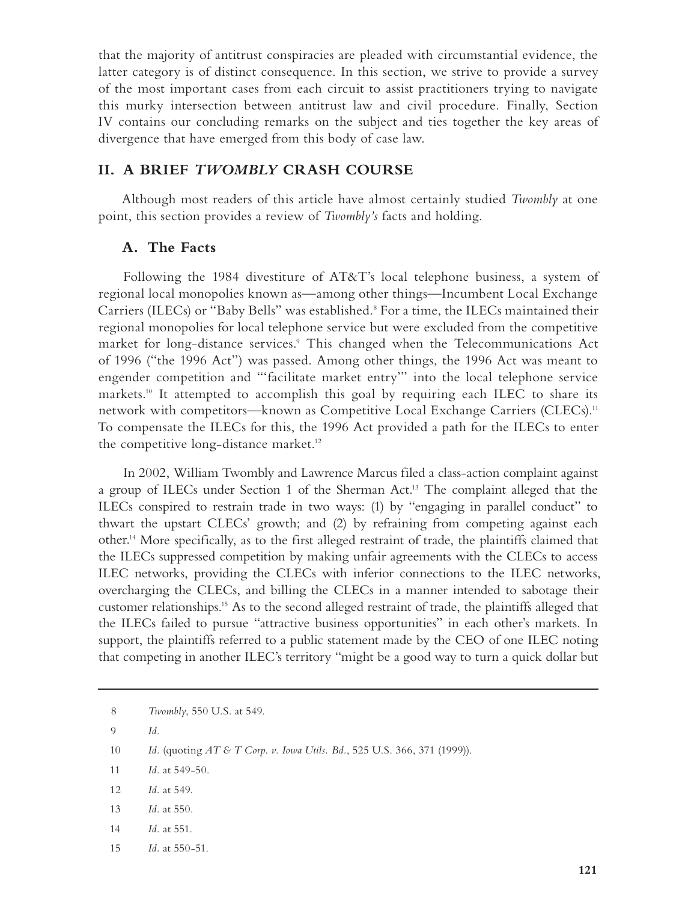that the majority of antitrust conspiracies are pleaded with circumstantial evidence, the latter category is of distinct consequence. In this section, we strive to provide a survey of the most important cases from each circuit to assist practitioners trying to navigate this murky intersection between antitrust law and civil procedure. Finally, Section IV contains our concluding remarks on the subject and ties together the key areas of divergence that have emerged from this body of case law.

## II. A BRIEF *TWOMBLY* CRASH COURSE

Although most readers of this article have almost certainly studied *Twombly* at one point, this section provides a review of *Twombly's* facts and holding.

### A. The Facts

Following the 1984 divestiture of AT&T's local telephone business, a system of regional local monopolies known as—among other things—Incumbent Local Exchange Carriers (ILECs) or "Baby Bells" was established.[8] For a time, the ILECs maintained their regional monopolies for local telephone service but were excluded from the competitive market for long-distance services.[9] This changed when the Telecommunications Act of 1996 ("the 1996 Act") was passed. Among other things, the 1996 Act was meant to engender competition and "'facilitate market entry'" into the local telephone service markets.[10] It attempted to accomplish this goal by requiring each ILEC to share its network with competitors—known as Competitive Local Exchange Carriers (CLECs).[11] To compensate the ILECs for this, the 1996 Act provided a path for the ILECs to enter the competitive long-distance market.[12]

In 2002, William Twombly and Lawrence Marcus filed a class-action complaint against a group of ILECs under Section 1 of the Sherman Act.[13] The complaint alleged that the ILECs conspired to restrain trade in two ways: (1) by "engaging in parallel conduct" to thwart the upstart CLECs' growth; and (2) by refraining from competing against each other.[14] More specifically, as to the first alleged restraint of trade, the plaintiffs claimed that the ILECs suppressed competition by making unfair agreements with the CLECs to access ILEC networks, providing the CLECs with inferior connections to the ILEC networks, overcharging the CLECs, and billing the CLECs in a manner intended to sabotage their customer relationships.[15] As to the second alleged restraint of trade, the plaintiffs alleged that the ILECs failed to pursue "attractive business opportunities" in each other's markets. In support, the plaintiffs referred to a public statement made by the CEO of one ILEC noting that competing in another ILEC's territory "might be a good way to turn a quick dollar but

---

8 *Twombly*, 550 U.S. at 549.

9 *Id.*

10 *Id.* (quoting *AT & T Corp. v. Iowa Utils. Bd.*, 525 U.S. 366, 371 (1999)).

11 *Id.* at 549-50.

12 *Id.* at 549.

13 *Id.* at 550.

14 *Id.* at 551.

15 *Id.* at 550-51.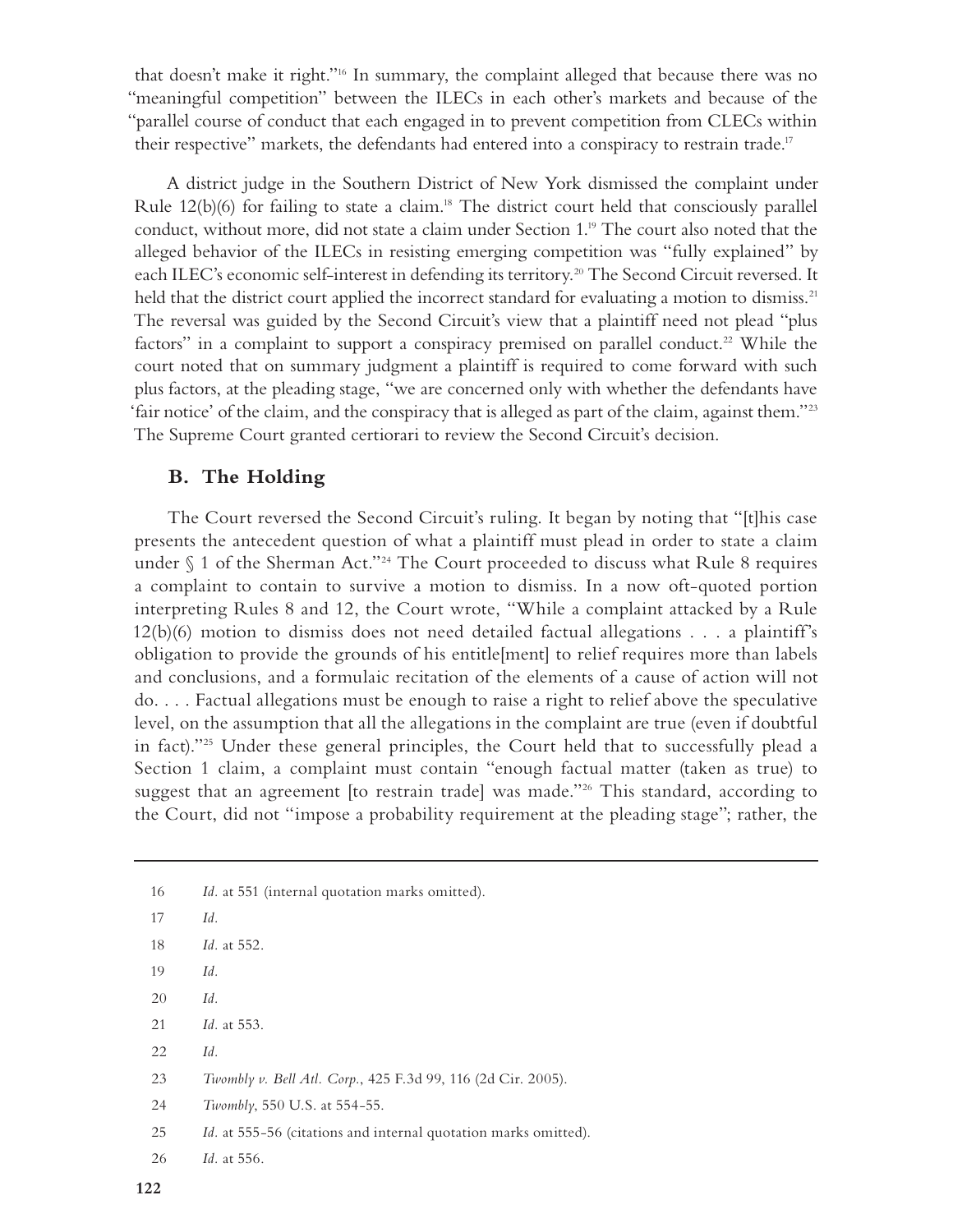that doesn't make it right."[16] In summary, the complaint alleged that because there was no "meaningful competition" between the ILECs in each other's markets and because of the "parallel course of conduct that each engaged in to prevent competition from CLECs within their respective" markets, the defendants had entered into a conspiracy to restrain trade.[17]

A district judge in the Southern District of New York dismissed the complaint under Rule 12(b)(6) for failing to state a claim.[18] The district court held that consciously parallel conduct, without more, did not state a claim under Section 1.[19] The court also noted that the alleged behavior of the ILECs in resisting emerging competition was "fully explained" by each ILEC's economic self-interest in defending its territory.[20] The Second Circuit reversed. It held that the district court applied the incorrect standard for evaluating a motion to dismiss.[21] The reversal was guided by the Second Circuit's view that a plaintiff need not plead "plus factors" in a complaint to support a conspiracy premised on parallel conduct.[22] While the court noted that on summary judgment a plaintiff is required to come forward with such plus factors, at the pleading stage, "we are concerned only with whether the defendants have 'fair notice' of the claim, and the conspiracy that is alleged as part of the claim, against them."[23] The Supreme Court granted certiorari to review the Second Circuit's decision.

## B. The Holding

The Court reversed the Second Circuit's ruling. It began by noting that "[t]his case presents the antecedent question of what a plaintiff must plead in order to state a claim under § 1 of the Sherman Act."[24] The Court proceeded to discuss what Rule 8 requires a complaint to contain to survive a motion to dismiss. In a now oft-quoted portion interpreting Rules 8 and 12, the Court wrote, "While a complaint attacked by a Rule 12(b)(6) motion to dismiss does not need detailed factual allegations . . . a plaintiff's obligation to provide the grounds of his entitle[ment] to relief requires more than labels and conclusions, and a formulaic recitation of the elements of a cause of action will not do. . . . Factual allegations must be enough to raise a right to relief above the speculative level, on the assumption that all the allegations in the complaint are true (even if doubtful in fact)."[25] Under these general principles, the Court held that to successfully plead a Section 1 claim, a complaint must contain "enough factual matter (taken as true) to suggest that an agreement [to restrain trade] was made."[26] This standard, according to the Court, did not "impose a probability requirement at the pleading stage"; rather, the

---

16 *Id.* at 551 (internal quotation marks omitted).

17 *Id.*

18 *Id.* at 552.

19 *Id.*

20 *Id.*

21 *Id.* at 553.

22 *Id.*

23 *Twombly v. Bell Atl. Corp.*, 425 F.3d 99, 116 (2d Cir. 2005).

24 *Twombly*, 550 U.S. at 554-55.

25 *Id.* at 555-56 (citations and internal quotation marks omitted).

26 *Id.* at 556.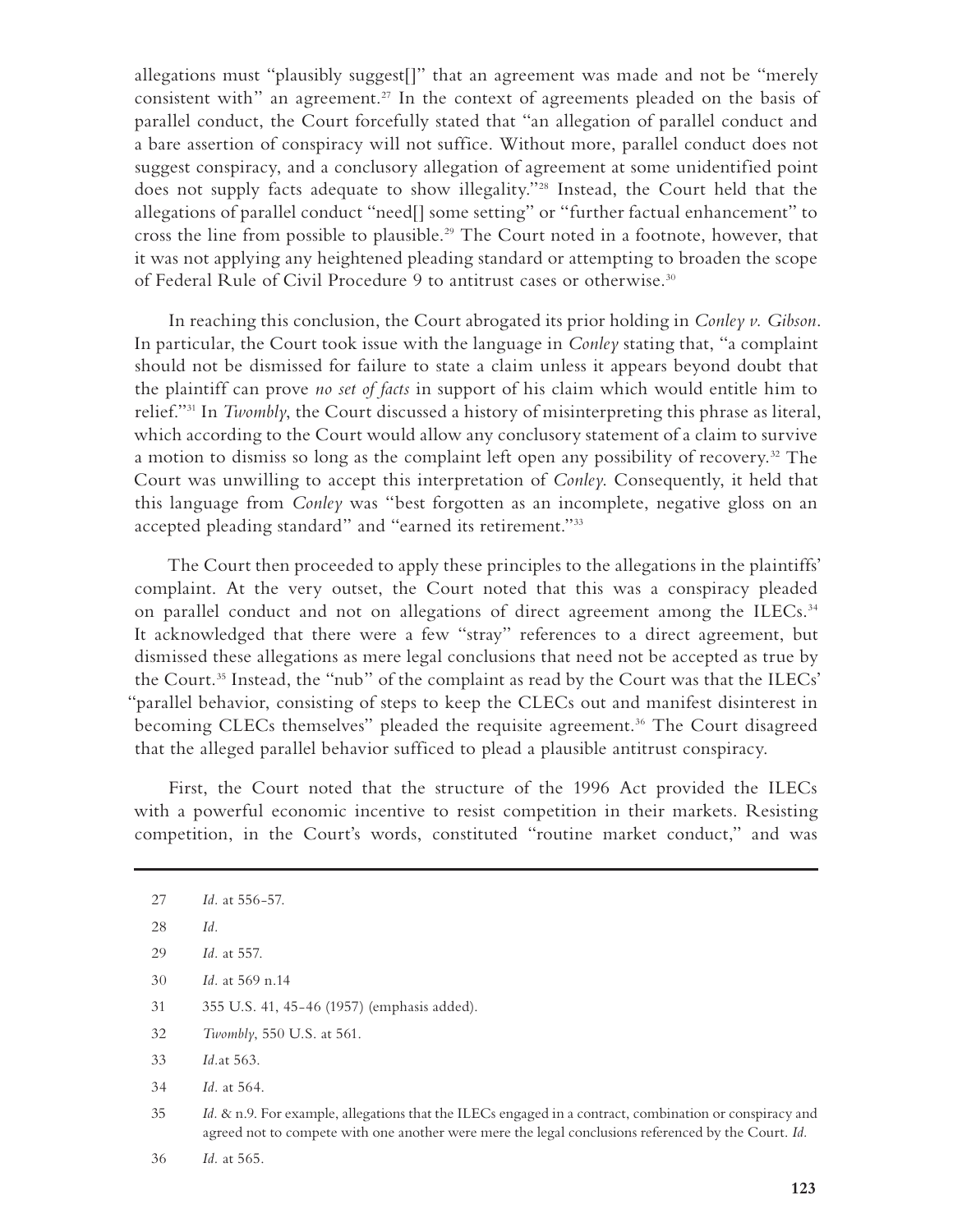allegations must "plausibly suggest[]" that an agreement was made and not be "merely consistent with" an agreement.[27] In the context of agreements pleaded on the basis of parallel conduct, the Court forcefully stated that "an allegation of parallel conduct and a bare assertion of conspiracy will not suffice. Without more, parallel conduct does not suggest conspiracy, and a conclusory allegation of agreement at some unidentified point does not supply facts adequate to show illegality."[28] Instead, the Court held that the allegations of parallel conduct "need[] some setting" or "further factual enhancement" to cross the line from possible to plausible.[29] The Court noted in a footnote, however, that it was not applying any heightened pleading standard or attempting to broaden the scope of Federal Rule of Civil Procedure 9 to antitrust cases or otherwise.[30]

In reaching this conclusion, the Court abrogated its prior holding in *Conley v. Gibson*. In particular, the Court took issue with the language in *Conley* stating that, "a complaint should not be dismissed for failure to state a claim unless it appears beyond doubt that the plaintiff can prove *no set of facts* in support of his claim which would entitle him to relief."[31] In *Twombly*, the Court discussed a history of misinterpreting this phrase as literal, which according to the Court would allow any conclusory statement of a claim to survive a motion to dismiss so long as the complaint left open any possibility of recovery.[32] The Court was unwilling to accept this interpretation of *Conley*. Consequently, it held that this language from *Conley* was "best forgotten as an incomplete, negative gloss on an accepted pleading standard" and "earned its retirement."[33]

The Court then proceeded to apply these principles to the allegations in the plaintiffs' complaint. At the very outset, the Court noted that this was a conspiracy pleaded on parallel conduct and not on allegations of direct agreement among the ILECs.[34] It acknowledged that there were a few "stray" references to a direct agreement, but dismissed these allegations as mere legal conclusions that need not be accepted as true by the Court.[35] Instead, the "nub" of the complaint as read by the Court was that the ILECs' "parallel behavior, consisting of steps to keep the CLECs out and manifest disinterest in becoming CLECs themselves" pleaded the requisite agreement.[36] The Court disagreed that the alleged parallel behavior sufficed to plead a plausible antitrust conspiracy.

First, the Court noted that the structure of the 1996 Act provided the ILECs with a powerful economic incentive to resist competition in their markets. Resisting competition, in the Court's words, constituted "routine market conduct," and was

---

27 *Id.* at 556-57.

28 *Id.*

29 *Id.* at 557.

30 *Id.* at 569 n.14

31 355 U.S. 41, 45-46 (1957) (emphasis added).

32 *Twombly*, 550 U.S. at 561.

33 *Id.*at 563.

34 *Id.* at 564.

35 *Id.* & n.9. For example, allegations that the ILECs engaged in a contract, combination or conspiracy and agreed not to compete with one another were mere the legal conclusions referenced by the Court. *Id.*

36 *Id.* at 565.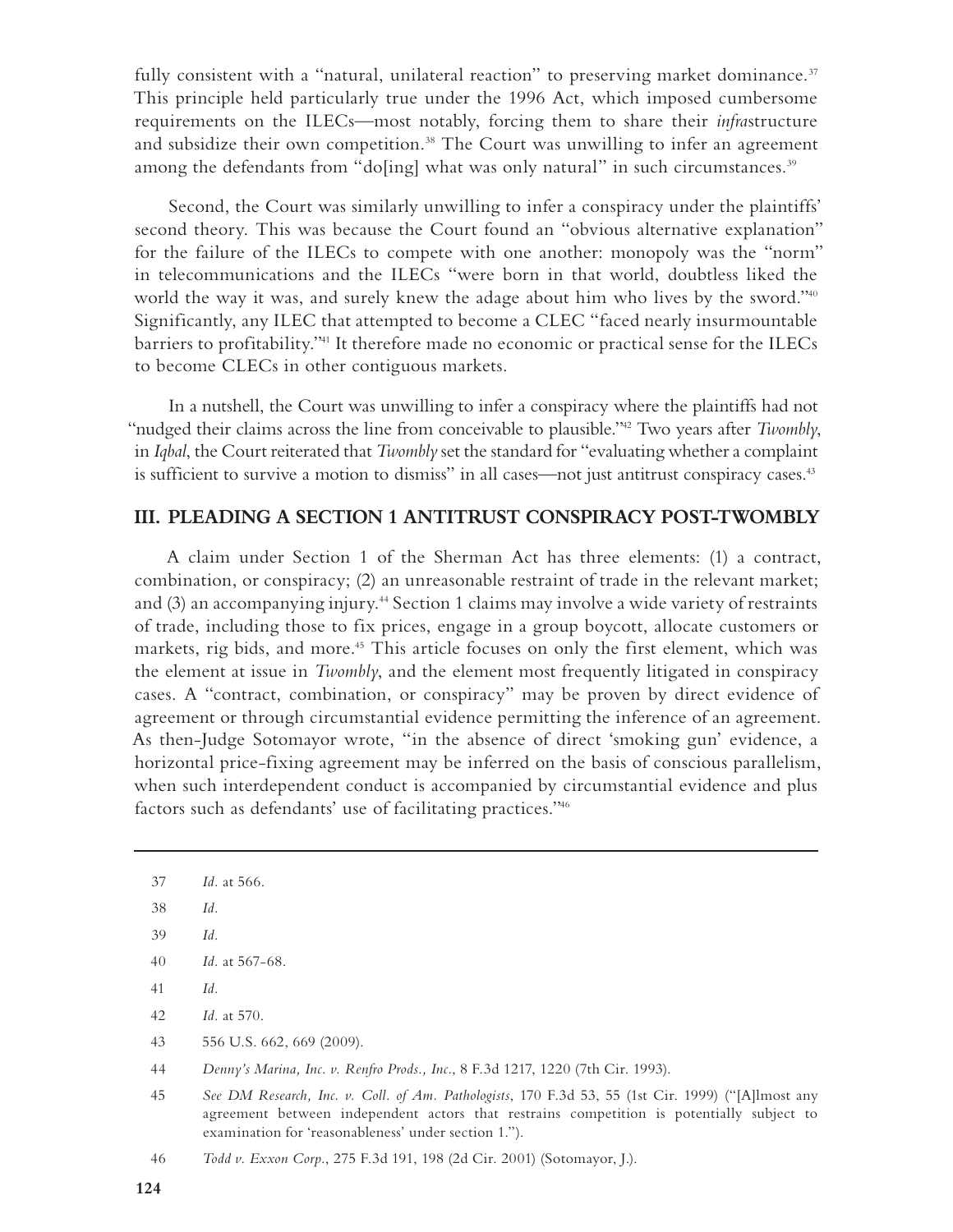fully consistent with a "natural, unilateral reaction" to preserving market dominance.[37] This principle held particularly true under the 1996 Act, which imposed cumbersome requirements on the ILECs—most notably, forcing them to share their *infra*structure and subsidize their own competition.[38] The Court was unwilling to infer an agreement among the defendants from "do[ing] what was only natural" in such circumstances.[39]

Second, the Court was similarly unwilling to infer a conspiracy under the plaintiffs' second theory. This was because the Court found an "obvious alternative explanation" for the failure of the ILECs to compete with one another: monopoly was the "norm" in telecommunications and the ILECs "were born in that world, doubtless liked the world the way it was, and surely knew the adage about him who lives by the sword."[40] Significantly, any ILEC that attempted to become a CLEC "faced nearly insurmountable barriers to profitability."[41] It therefore made no economic or practical sense for the ILECs to become CLECs in other contiguous markets.

In a nutshell, the Court was unwilling to infer a conspiracy where the plaintiffs had not "nudged their claims across the line from conceivable to plausible."[42] Two years after *Twombly*, in *Iqbal*, the Court reiterated that *Twombly* set the standard for "evaluating whether a complaint is sufficient to survive a motion to dismiss" in all cases—not just antitrust conspiracy cases.[43]

## III. PLEADING A SECTION 1 ANTITRUST CONSPIRACY POST-TWOMBLY

A claim under Section 1 of the Sherman Act has three elements: (1) a contract, combination, or conspiracy; (2) an unreasonable restraint of trade in the relevant market; and (3) an accompanying injury.[44] Section 1 claims may involve a wide variety of restraints of trade, including those to fix prices, engage in a group boycott, allocate customers or markets, rig bids, and more.[45] This article focuses on only the first element, which was the element at issue in *Twombly*, and the element most frequently litigated in conspiracy cases. A "contract, combination, or conspiracy" may be proven by direct evidence of agreement or through circumstantial evidence permitting the inference of an agreement. As then-Judge Sotomayor wrote, "in the absence of direct 'smoking gun' evidence, a horizontal price-fixing agreement may be inferred on the basis of conscious parallelism, when such interdependent conduct is accompanied by circumstantial evidence and plus factors such as defendants' use of facilitating practices."[46]

---

37 *Id.* at 566.

38 *Id.*

39 *Id.*

40 *Id.* at 567-68.

41 *Id.*

42 *Id.* at 570.

43 556 U.S. 662, 669 (2009).

44 *Denny's Marina, Inc. v. Renfro Prods., Inc.*, 8 F.3d 1217, 1220 (7th Cir. 1993).

45 *See DM Research, Inc. v. Coll. of Am. Pathologists*, 170 F.3d 53, 55 (1st Cir. 1999) ("[A]lmost any agreement between independent actors that restrains competition is potentially subject to examination for 'reasonableness' under section 1.").

46 *Todd v. Exxon Corp.*, 275 F.3d 191, 198 (2d Cir. 2001) (Sotomayor, J.).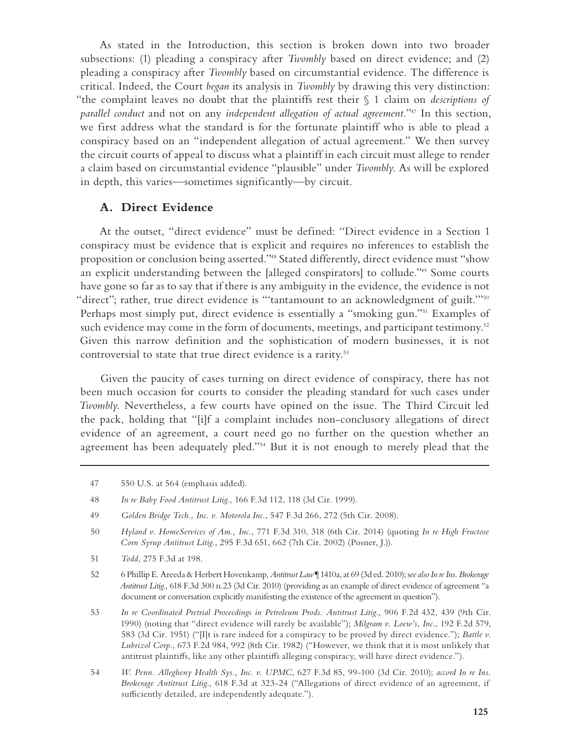As stated in the Introduction, this section is broken down into two broader subsections: (1) pleading a conspiracy after *Twombly* based on direct evidence; and (2) pleading a conspiracy after *Twombly* based on circumstantial evidence. The difference is critical. Indeed, the Court *began* its analysis in *Twombly* by drawing this very distinction: "the complaint leaves no doubt that the plaintiffs rest their § 1 claim on *descriptions of parallel conduct* and not on any *independent allegation of actual agreement*."[47] In this section, we first address what the standard is for the fortunate plaintiff who is able to plead a conspiracy based on an "independent allegation of actual agreement." We then survey the circuit courts of appeal to discuss what a plaintiff in each circuit must allege to render a claim based on circumstantial evidence "plausible" under *Twombly*. As will be explored in depth, this varies—sometimes significantly—by circuit.

## A. Direct Evidence

At the outset, "direct evidence" must be defined: "Direct evidence in a Section 1 conspiracy must be evidence that is explicit and requires no inferences to establish the proposition or conclusion being asserted."[48] Stated differently, direct evidence must "show an explicit understanding between the [alleged conspirators] to collude."[49] Some courts have gone so far as to say that if there is any ambiguity in the evidence, the evidence is not "direct"; rather, true direct evidence is "'tantamount to an acknowledgment of guilt.'"[50] Perhaps most simply put, direct evidence is essentially a "smoking gun."[51] Examples of such evidence may come in the form of documents, meetings, and participant testimony.[52] Given this narrow definition and the sophistication of modern businesses, it is not controversial to state that true direct evidence is a rarity.[53]

Given the paucity of cases turning on direct evidence of conspiracy, there has not been much occasion for courts to consider the pleading standard for such cases under *Twombly*. Nevertheless, a few courts have opined on the issue. The Third Circuit led the pack, holding that "[i]f a complaint includes non-conclusory allegations of direct evidence of an agreement, a court need go no further on the question whether an agreement has been adequately pled."[54] But it is not enough to merely plead that the

---

47 550 U.S. at 564 (emphasis added).

48 *In re Baby Food Antitrust Litig.*, 166 F.3d 112, 118 (3d Cir. 1999).

49 *Golden Bridge Tech., Inc. v. Motorola Inc.*, 547 F.3d 266, 272 (5th Cir. 2008).

50 *Hyland v. HomeServices of Am., Inc.*, 771 F.3d 310, 318 (6th Cir. 2014) (quoting *In re High Fructose Corn Syrup Antitrust Litig.*, 295 F.3d 651, 662 (7th Cir. 2002) (Posner, J.)).

51 *Todd*, 275 F.3d at 198.

52 6 Phillip E. Areeda & Herbert Hovenkamp, *Antitrust Law* ¶ 1410a, at 69 (3d ed. 2010); *see also In re Ins. Brokerage Antitrust Litig.*, 618 F.3d 300 n.23 (3d Cir. 2010) (providing as an example of direct evidence of agreement "a document or conversation explicitly manifesting the existence of the agreement in question").

53 *In re Coordinated Pretrial Proceedings in Petroleum Prods. Antitrust Litig.,* 906 F.2d 432, 439 (9th Cir. 1990) (noting that "direct evidence will rarely be available"); *Milgram v. Loew's, Inc.*, 192 F.2d 579, 583 (3d Cir. 1951) ("[I]t is rare indeed for a conspiracy to be proved by direct evidence."); *Battle v. Lubrizol Corp.*, 673 F.2d 984, 992 (8th Cir. 1982) ("However, we think that it is most unlikely that antitrust plaintiffs, like any other plaintiffs alleging conspiracy, will have direct evidence.").

54 *W. Penn. Allegheny Health Sys., Inc. v. UPMC*, 627 F.3d 85, 99-100 (3d Cir. 2010); *accord In re Ins. Brokerage Antitrust Litig.*, 618 F.3d at 323-24 ("Allegations of direct evidence of an agreement, if sufficiently detailed, are independently adequate.").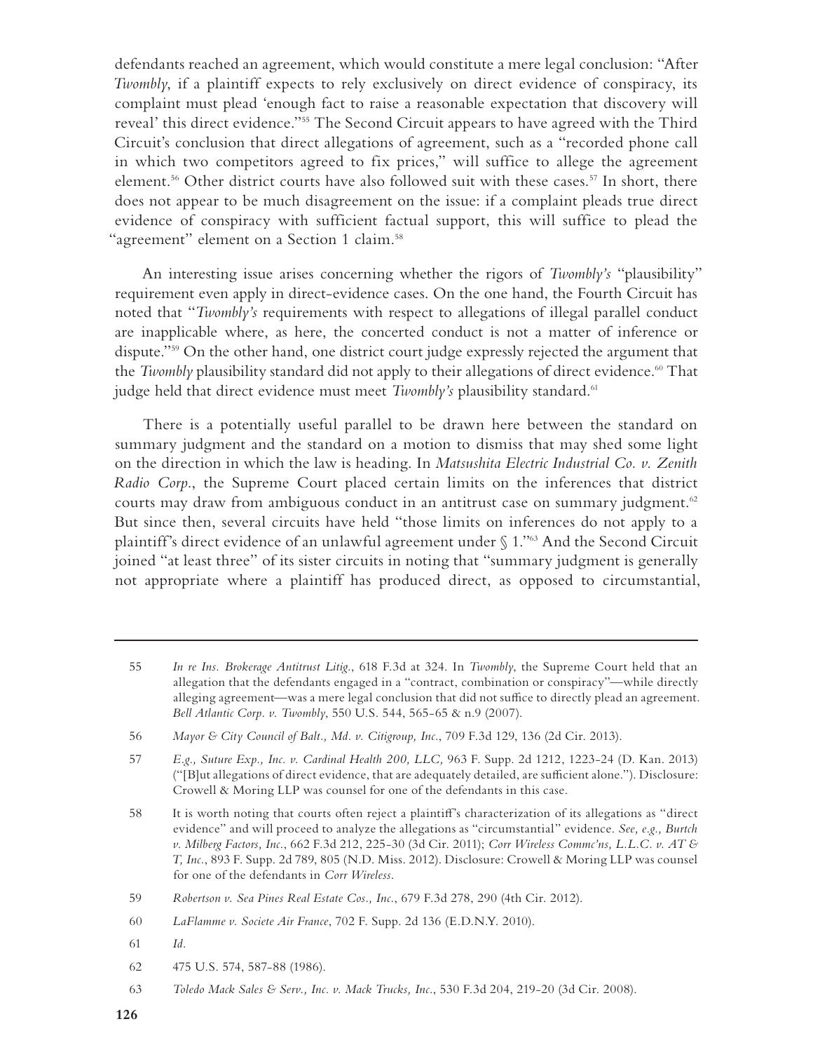defendants reached an agreement, which would constitute a mere legal conclusion: "After *Twombly*, if a plaintiff expects to rely exclusively on direct evidence of conspiracy, its complaint must plead 'enough fact to raise a reasonable expectation that discovery will reveal' this direct evidence."[55] The Second Circuit appears to have agreed with the Third Circuit's conclusion that direct allegations of agreement, such as a "recorded phone call in which two competitors agreed to fix prices," will suffice to allege the agreement element.[56] Other district courts have also followed suit with these cases.[57] In short, there does not appear to be much disagreement on the issue: if a complaint pleads true direct evidence of conspiracy with sufficient factual support, this will suffice to plead the "agreement" element on a Section 1 claim.[58]

An interesting issue arises concerning whether the rigors of *Twombly's* "plausibility" requirement even apply in direct-evidence cases. On the one hand, the Fourth Circuit has noted that "*Twombly's* requirements with respect to allegations of illegal parallel conduct are inapplicable where, as here, the concerted conduct is not a matter of inference or dispute."[59] On the other hand, one district court judge expressly rejected the argument that the *Twombly* plausibility standard did not apply to their allegations of direct evidence.[60] That judge held that direct evidence must meet *Twombly's* plausibility standard.[61]

There is a potentially useful parallel to be drawn here between the standard on summary judgment and the standard on a motion to dismiss that may shed some light on the direction in which the law is heading. In *Matsushita Electric Industrial Co. v. Zenith Radio Corp.*, the Supreme Court placed certain limits on the inferences that district courts may draw from ambiguous conduct in an antitrust case on summary judgment.[62] But since then, several circuits have held "those limits on inferences do not apply to a plaintiff's direct evidence of an unlawful agreement under § 1."[63] And the Second Circuit joined "at least three" of its sister circuits in noting that "summary judgment is generally not appropriate where a plaintiff has produced direct, as opposed to circumstantial,

---

55 *In re Ins. Brokerage Antitrust Litig.*, 618 F.3d at 324. In *Twombly*, the Supreme Court held that an allegation that the defendants engaged in a "contract, combination or conspiracy"—while directly alleging agreement—was a mere legal conclusion that did not suffice to directly plead an agreement. *Bell Atlantic Corp. v. Twombly*, 550 U.S. 544, 565-65 & n.9 (2007).

56 *Mayor & City Council of Balt., Md. v. Citigroup, Inc.*, 709 F.3d 129, 136 (2d Cir. 2013).

57 *E.g., Suture Exp., Inc. v. Cardinal Health 200, LLC,* 963 F. Supp. 2d 1212, 1223-24 (D. Kan. 2013) ("[B]ut allegations of direct evidence, that are adequately detailed, are sufficient alone."). Disclosure: Crowell & Moring LLP was counsel for one of the defendants in this case.

58 It is worth noting that courts often reject a plaintiff's characterization of its allegations as "direct evidence" and will proceed to analyze the allegations as "circumstantial" evidence. *See, e.g., Burtch v. Milberg Factors, Inc.*, 662 F.3d 212, 225-30 (3d Cir. 2011); *Corr Wireless Commc'ns, L.L.C. v. AT & T, Inc.*, 893 F. Supp. 2d 789, 805 (N.D. Miss. 2012). Disclosure: Crowell & Moring LLP was counsel for one of the defendants in *Corr Wireless*.

59 *Robertson v. Sea Pines Real Estate Cos., Inc.*, 679 F.3d 278, 290 (4th Cir. 2012).

60 *LaFlamme v. Societe Air France*, 702 F. Supp. 2d 136 (E.D.N.Y. 2010).

61 *Id.*

62 475 U.S. 574, 587-88 (1986).

63 *Toledo Mack Sales & Serv., Inc. v. Mack Trucks, Inc.*, 530 F.3d 204, 219-20 (3d Cir. 2008).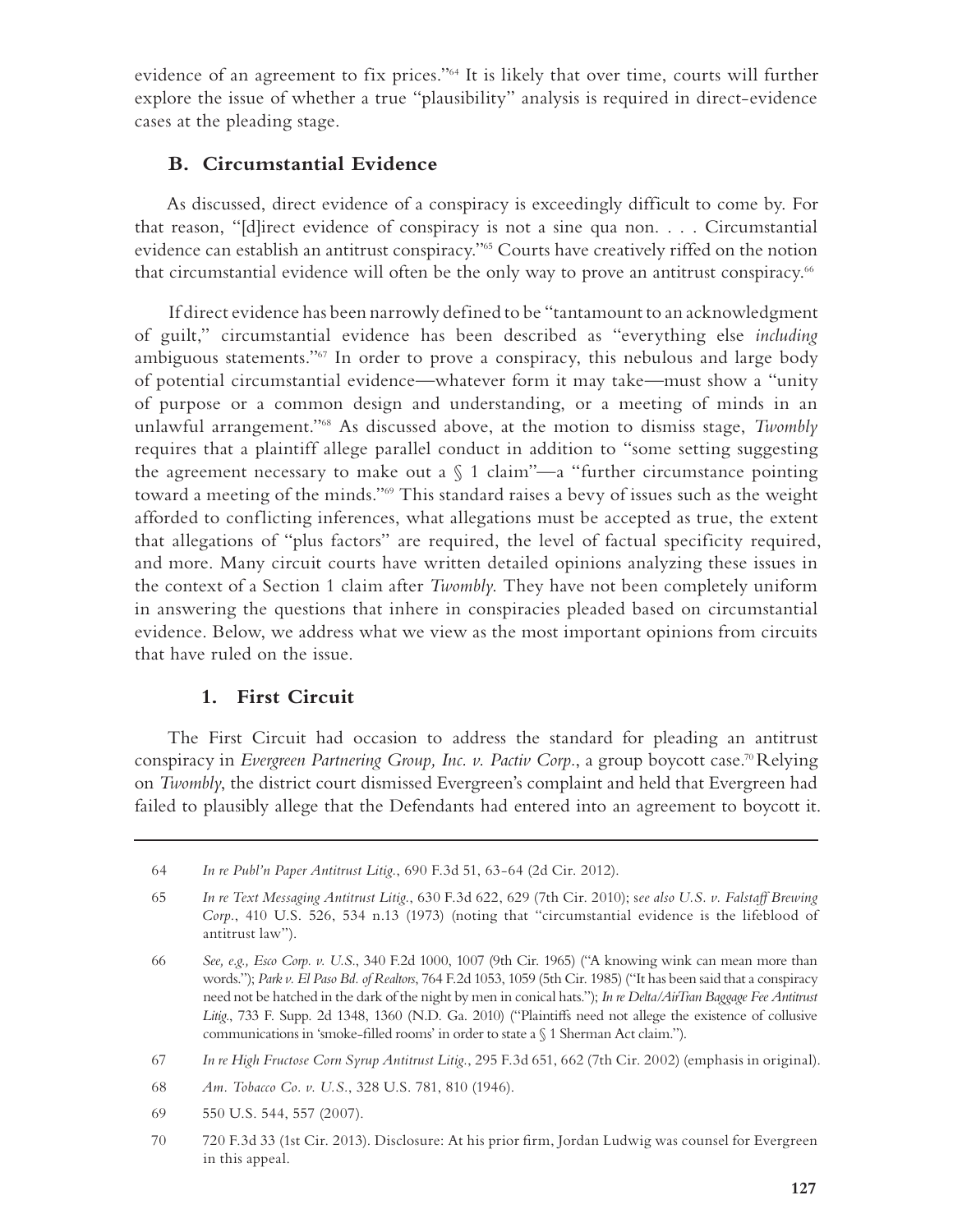evidence of an agreement to fix prices."[64] It is likely that over time, courts will further explore the issue of whether a true "plausibility" analysis is required in direct-evidence cases at the pleading stage.

### B. Circumstantial Evidence

As discussed, direct evidence of a conspiracy is exceedingly difficult to come by. For that reason, "[d]irect evidence of conspiracy is not a sine qua non. . . . Circumstantial evidence can establish an antitrust conspiracy."[65] Courts have creatively riffed on the notion that circumstantial evidence will often be the only way to prove an antitrust conspiracy.[66]

If direct evidence has been narrowly defined to be "tantamount to an acknowledgment of guilt," circumstantial evidence has been described as "everything else *including* ambiguous statements."[67] In order to prove a conspiracy, this nebulous and large body of potential circumstantial evidence—whatever form it may take—must show a "unity of purpose or a common design and understanding, or a meeting of minds in an unlawful arrangement."[68] As discussed above, at the motion to dismiss stage, *Twombly* requires that a plaintiff allege parallel conduct in addition to "some setting suggesting the agreement necessary to make out a § 1 claim"—a "further circumstance pointing toward a meeting of the minds."[69] This standard raises a bevy of issues such as the weight afforded to conflicting inferences, what allegations must be accepted as true, the extent that allegations of "plus factors" are required, the level of factual specificity required, and more. Many circuit courts have written detailed opinions analyzing these issues in the context of a Section 1 claim after *Twombly.* They have not been completely uniform in answering the questions that inhere in conspiracies pleaded based on circumstantial evidence. Below, we address what we view as the most important opinions from circuits that have ruled on the issue.

#### 1. First Circuit

The First Circuit had occasion to address the standard for pleading an antitrust conspiracy in *Evergreen Partnering Group, Inc. v. Pactiv Corp.*, a group boycott case.[70] Relying on *Twombly*, the district court dismissed Evergreen's complaint and held that Evergreen had failed to plausibly allege that the Defendants had entered into an agreement to boycott it.

---

64 *In re Publ'n Paper Antitrust Litig.*, 690 F.3d 51, 63-64 (2d Cir. 2012).

65 *In re Text Messaging Antitrust Litig.*, 630 F.3d 622, 629 (7th Cir. 2010); s*ee also U.S. v. Falstaff Brewing Corp.*, 410 U.S. 526, 534 n.13 (1973) (noting that "circumstantial evidence is the lifeblood of antitrust law").

66 *See, e.g., Esco Corp. v. U.S.*, 340 F.2d 1000, 1007 (9th Cir. 1965) ("A knowing wink can mean more than words."); *Park v. El Paso Bd. of Realtors*, 764 F.2d 1053, 1059 (5th Cir. 1985) ("It has been said that a conspiracy need not be hatched in the dark of the night by men in conical hats."); *In re Delta/AirTran Baggage Fee Antitrust Litig.*, 733 F. Supp. 2d 1348, 1360 (N.D. Ga. 2010) ("Plaintiffs need not allege the existence of collusive communications in 'smoke-filled rooms' in order to state a § 1 Sherman Act claim.").

67 *In re High Fructose Corn Syrup Antitrust Litig.*, 295 F.3d 651, 662 (7th Cir. 2002) (emphasis in original).

68 *Am. Tobacco Co. v. U.S.*, 328 U.S. 781, 810 (1946).

69 550 U.S. 544, 557 (2007).

70 720 F.3d 33 (1st Cir. 2013). Disclosure: At his prior firm, Jordan Ludwig was counsel for Evergreen in this appeal.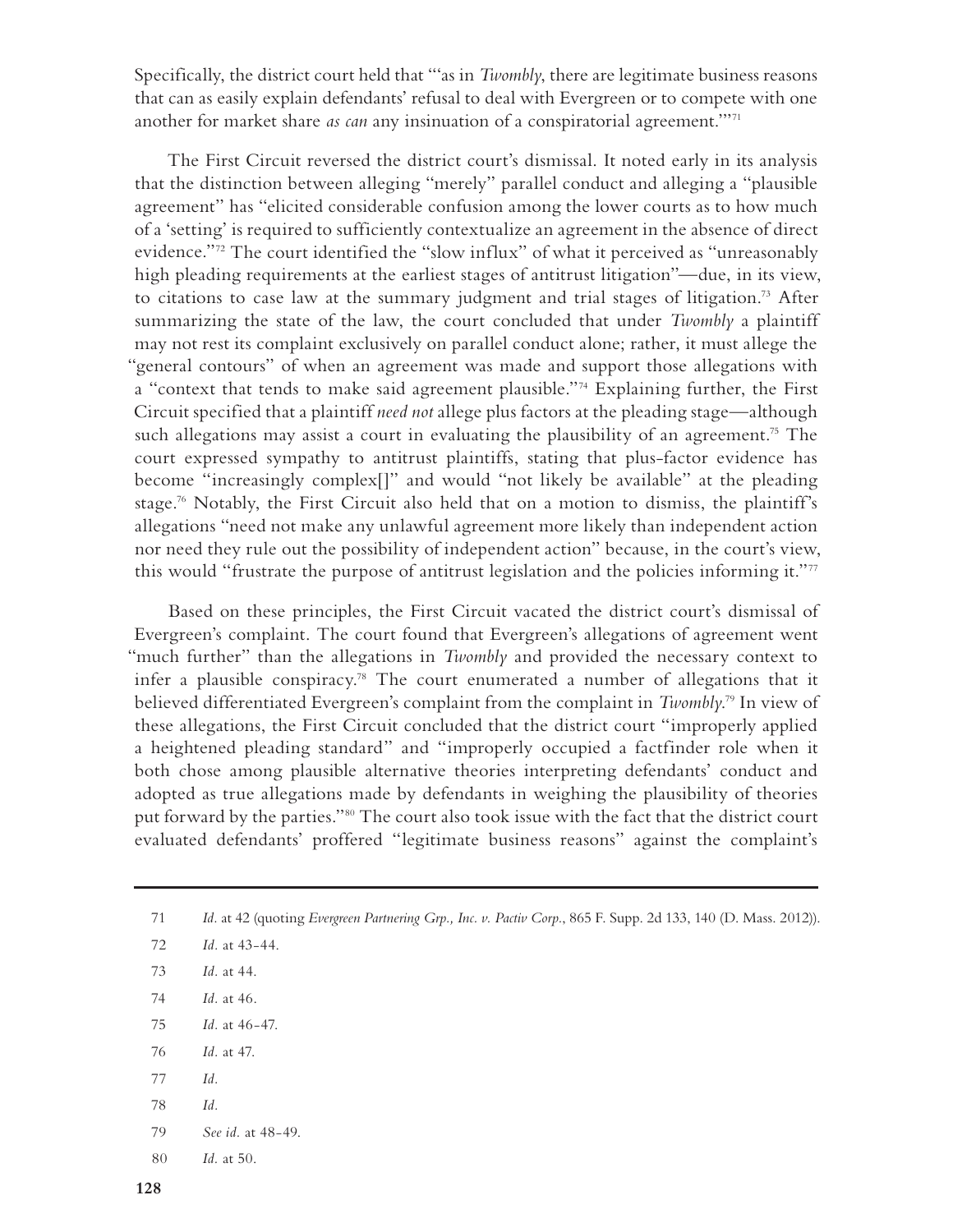Specifically, the district court held that "'as in *Twombly*, there are legitimate business reasons that can as easily explain defendants' refusal to deal with Evergreen or to compete with one another for market share *as can* any insinuation of a conspiratorial agreement.'"[71]

The First Circuit reversed the district court's dismissal. It noted early in its analysis that the distinction between alleging "merely" parallel conduct and alleging a "plausible agreement" has "elicited considerable confusion among the lower courts as to how much of a 'setting' is required to sufficiently contextualize an agreement in the absence of direct evidence."[72] The court identified the "slow influx" of what it perceived as "unreasonably high pleading requirements at the earliest stages of antitrust litigation"—due, in its view, to citations to case law at the summary judgment and trial stages of litigation.[73] After summarizing the state of the law, the court concluded that under *Twombly* a plaintiff may not rest its complaint exclusively on parallel conduct alone; rather, it must allege the "general contours" of when an agreement was made and support those allegations with a "context that tends to make said agreement plausible."[74] Explaining further, the First Circuit specified that a plaintiff *need not* allege plus factors at the pleading stage—although such allegations may assist a court in evaluating the plausibility of an agreement.[75] The court expressed sympathy to antitrust plaintiffs, stating that plus-factor evidence has become "increasingly complex[]" and would "not likely be available" at the pleading stage.[76] Notably, the First Circuit also held that on a motion to dismiss, the plaintiff's allegations "need not make any unlawful agreement more likely than independent action nor need they rule out the possibility of independent action" because, in the court's view, this would "frustrate the purpose of antitrust legislation and the policies informing it."[77]

Based on these principles, the First Circuit vacated the district court's dismissal of Evergreen's complaint. The court found that Evergreen's allegations of agreement went "much further" than the allegations in *Twombly* and provided the necessary context to infer a plausible conspiracy.[78] The court enumerated a number of allegations that it believed differentiated Evergreen's complaint from the complaint in *Twombly*.[79] In view of these allegations, the First Circuit concluded that the district court "improperly applied a heightened pleading standard" and "improperly occupied a factfinder role when it both chose among plausible alternative theories interpreting defendants' conduct and adopted as true allegations made by defendants in weighing the plausibility of theories put forward by the parties."[80] The court also took issue with the fact that the district court evaluated defendants' proffered "legitimate business reasons" against the complaint's

---

71 *Id.* at 42 (quoting *Evergreen Partnering Grp., Inc. v. Pactiv Corp.*, 865 F. Supp. 2d 133, 140 (D. Mass. 2012)).

72 *Id.* at 43-44.

73 *Id.* at 44.

74 *Id.* at 46.

75 *Id.* at 46-47.

76 *Id.* at 47.

77 *Id.*

78 *Id.*

79 *See id.* at 48-49.

80 *Id.* at 50.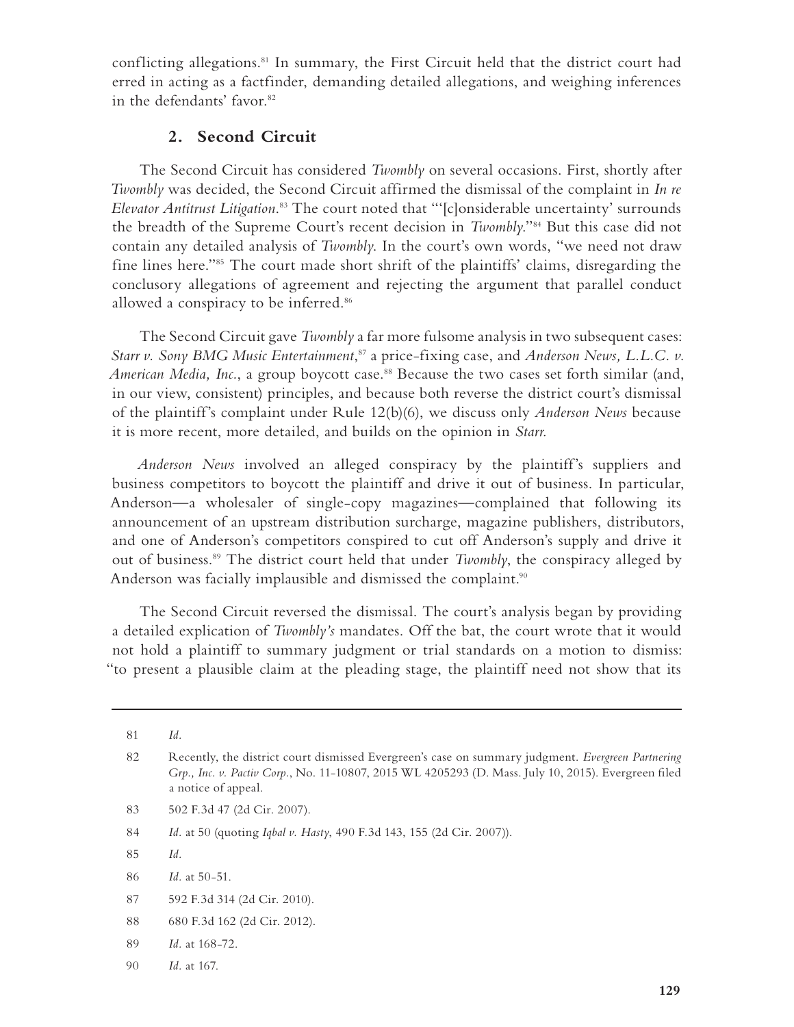conflicting allegations.[81] In summary, the First Circuit held that the district court had erred in acting as a factfinder, demanding detailed allegations, and weighing inferences in the defendants' favor.[82]

### 2. Second Circuit

The Second Circuit has considered *Twombly* on several occasions. First, shortly after *Twombly* was decided, the Second Circuit affirmed the dismissal of the complaint in *In re Elevator Antitrust Litigation*.[83] The court noted that "'[c]onsiderable uncertainty' surrounds the breadth of the Supreme Court's recent decision in *Twombly*."[84] But this case did not contain any detailed analysis of *Twombly*. In the court's own words, "we need not draw fine lines here."[85] The court made short shrift of the plaintiffs' claims, disregarding the conclusory allegations of agreement and rejecting the argument that parallel conduct allowed a conspiracy to be inferred.[86]

The Second Circuit gave *Twombly* a far more fulsome analysis in two subsequent cases: *Starr v. Sony BMG Music Entertainment*,[87] a price-fixing case, and *Anderson News, L.L.C. v. American Media, Inc.*, a group boycott case.[88] Because the two cases set forth similar (and, in our view, consistent) principles, and because both reverse the district court's dismissal of the plaintiff's complaint under Rule 12(b)(6), we discuss only *Anderson News* because it is more recent, more detailed, and builds on the opinion in *Starr*.

*Anderson News* involved an alleged conspiracy by the plaintiff's suppliers and business competitors to boycott the plaintiff and drive it out of business. In particular, Anderson—a wholesaler of single-copy magazines—complained that following its announcement of an upstream distribution surcharge, magazine publishers, distributors, and one of Anderson's competitors conspired to cut off Anderson's supply and drive it out of business.[89] The district court held that under *Twombly*, the conspiracy alleged by Anderson was facially implausible and dismissed the complaint.[90]

The Second Circuit reversed the dismissal. The court's analysis began by providing a detailed explication of *Twombly's* mandates. Off the bat, the court wrote that it would not hold a plaintiff to summary judgment or trial standards on a motion to dismiss: "to present a plausible claim at the pleading stage, the plaintiff need not show that its

---

81 *Id.*

82 Recently, the district court dismissed Evergreen's case on summary judgment. *Evergreen Partnering Grp., Inc. v. Pactiv Corp.*, No. 11-10807, 2015 WL 4205293 (D. Mass. July 10, 2015). Evergreen filed a notice of appeal.

83 502 F.3d 47 (2d Cir. 2007).

84 *Id.* at 50 (quoting *Iqbal v. Hasty*, 490 F.3d 143, 155 (2d Cir. 2007)).

85 *Id.*

86 *Id.* at 50-51.

87 592 F.3d 314 (2d Cir. 2010).

88 680 F.3d 162 (2d Cir. 2012).

89 *Id.* at 168-72.

90 *Id.* at 167.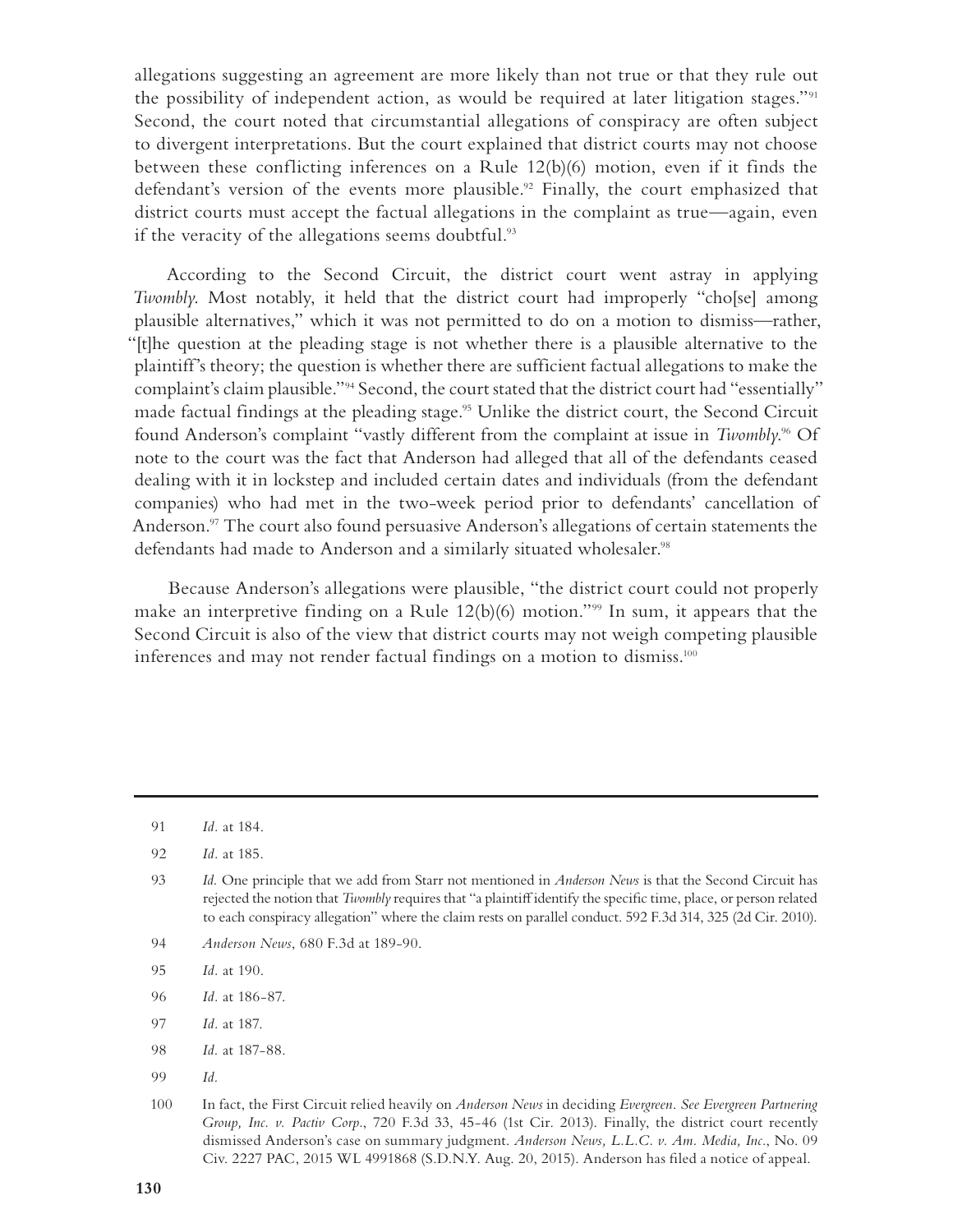allegations suggesting an agreement are more likely than not true or that they rule out the possibility of independent action, as would be required at later litigation stages."[91] Second, the court noted that circumstantial allegations of conspiracy are often subject to divergent interpretations. But the court explained that district courts may not choose between these conflicting inferences on a Rule 12(b)(6) motion, even if it finds the defendant's version of the events more plausible.[92] Finally, the court emphasized that district courts must accept the factual allegations in the complaint as true—again, even if the veracity of the allegations seems doubtful.[93]

According to the Second Circuit, the district court went astray in applying *Twombly*. Most notably, it held that the district court had improperly "cho[se] among plausible alternatives," which it was not permitted to do on a motion to dismiss—rather, "[t]he question at the pleading stage is not whether there is a plausible alternative to the plaintiff's theory; the question is whether there are sufficient factual allegations to make the complaint's claim plausible."[94] Second, the court stated that the district court had "essentially" made factual findings at the pleading stage.[95] Unlike the district court, the Second Circuit found Anderson's complaint "vastly different from the complaint at issue in *Twombly*.[96] Of note to the court was the fact that Anderson had alleged that all of the defendants ceased dealing with it in lockstep and included certain dates and individuals (from the defendant companies) who had met in the two-week period prior to defendants' cancellation of Anderson.[97] The court also found persuasive Anderson's allegations of certain statements the defendants had made to Anderson and a similarly situated wholesaler.[98]

Because Anderson's allegations were plausible, "the district court could not properly make an interpretive finding on a Rule 12(b)(6) motion."[99] In sum, it appears that the Second Circuit is also of the view that district courts may not weigh competing plausible inferences and may not render factual findings on a motion to dismiss.[100]

---

91 *Id.* at 184.

92 *Id.* at 185.

93 *Id.* One principle that we add from Starr not mentioned in *Anderson News* is that the Second Circuit has rejected the notion that *Twombly* requires that "a plaintiff identify the specific time, place, or person related to each conspiracy allegation" where the claim rests on parallel conduct. 592 F.3d 314, 325 (2d Cir. 2010).

94 *Anderson News*, 680 F.3d at 189-90.

95 *Id.* at 190.

96 *Id.* at 186-87.

97 *Id.* at 187.

98 *Id.* at 187-88.

99 *Id.*

100 In fact, the First Circuit relied heavily on *Anderson News* in deciding *Evergreen*. *See Evergreen Partnering Group, Inc. v. Pactiv Corp.*, 720 F.3d 33, 45-46 (1st Cir. 2013). Finally, the district court recently dismissed Anderson's case on summary judgment. *Anderson News, L.L.C. v. Am. Media, Inc.*, No. 09 Civ. 2227 PAC, 2015 WL 4991868 (S.D.N.Y. Aug. 20, 2015). Anderson has filed a notice of appeal.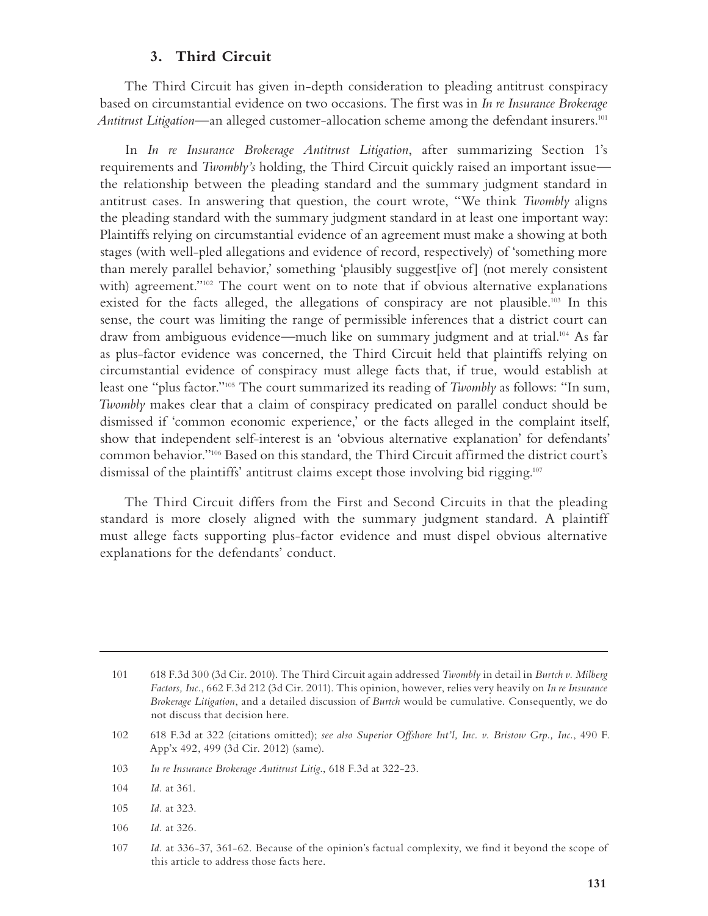### 3. Third Circuit

The Third Circuit has given in-depth consideration to pleading antitrust conspiracy based on circumstantial evidence on two occasions. The first was in *In re Insurance Brokerage Antitrust Litigation*—an alleged customer-allocation scheme among the defendant insurers.[101]

In *In re Insurance Brokerage Antitrust Litigation*, after summarizing Section 1's requirements and *Twombly's* holding, the Third Circuit quickly raised an important issue—the relationship between the pleading standard and the summary judgment standard in antitrust cases. In answering that question, the court wrote, "We think *Twombly* aligns the pleading standard with the summary judgment standard in at least one important way: Plaintiffs relying on circumstantial evidence of an agreement must make a showing at both stages (with well-pled allegations and evidence of record, respectively) of 'something more than merely parallel behavior,' something 'plausibly suggest[ive of] (not merely consistent with) agreement."[102] The court went on to note that if obvious alternative explanations existed for the facts alleged, the allegations of conspiracy are not plausible.[103] In this sense, the court was limiting the range of permissible inferences that a district court can draw from ambiguous evidence—much like on summary judgment and at trial.[104] As far as plus-factor evidence was concerned, the Third Circuit held that plaintiffs relying on circumstantial evidence of conspiracy must allege facts that, if true, would establish at least one "plus factor."[105] The court summarized its reading of *Twombly* as follows: "In sum, *Twombly* makes clear that a claim of conspiracy predicated on parallel conduct should be dismissed if 'common economic experience,' or the facts alleged in the complaint itself, show that independent self-interest is an 'obvious alternative explanation' for defendants' common behavior."[106] Based on this standard, the Third Circuit affirmed the district court's dismissal of the plaintiffs' antitrust claims except those involving bid rigging.[107]

The Third Circuit differs from the First and Second Circuits in that the pleading standard is more closely aligned with the summary judgment standard. A plaintiff must allege facts supporting plus-factor evidence and must dispel obvious alternative explanations for the defendants' conduct.

---

101 618 F.3d 300 (3d Cir. 2010). The Third Circuit again addressed *Twombly* in detail in *Burtch v. Milberg Factors, Inc.*, 662 F.3d 212 (3d Cir. 2011). This opinion, however, relies very heavily on *In re Insurance Brokerage Litigation*, and a detailed discussion of *Burtch* would be cumulative. Consequently, we do not discuss that decision here.

102 618 F.3d at 322 (citations omitted); *see also Superior Offshore Int'l, Inc. v. Bristow Grp., Inc.*, 490 F. App'x 492, 499 (3d Cir. 2012) (same).

103 *In re Insurance Brokerage Antitrust Litig.*, 618 F.3d at 322-23.

104 *Id.* at 361.

105 *Id.* at 323.

106 *Id.* at 326.

107 *Id.* at 336-37, 361-62. Because of the opinion's factual complexity, we find it beyond the scope of this article to address those facts here.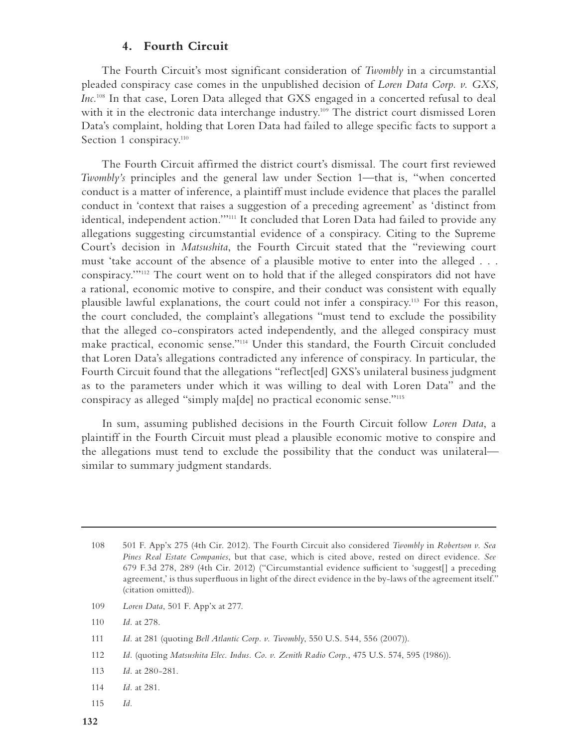### 4. Fourth Circuit

The Fourth Circuit's most significant consideration of *Twombly* in a circumstantial pleaded conspiracy case comes in the unpublished decision of *Loren Data Corp. v. GXS, Inc.*[108] In that case, Loren Data alleged that GXS engaged in a concerted refusal to deal with it in the electronic data interchange industry.[109] The district court dismissed Loren Data's complaint, holding that Loren Data had failed to allege specific facts to support a Section 1 conspiracy.[110]

The Fourth Circuit affirmed the district court's dismissal. The court first reviewed *Twombly's* principles and the general law under Section 1—that is, "when concerted conduct is a matter of inference, a plaintiff must include evidence that places the parallel conduct in 'context that raises a suggestion of a preceding agreement' as 'distinct from identical, independent action.'"[111] It concluded that Loren Data had failed to provide any allegations suggesting circumstantial evidence of a conspiracy. Citing to the Supreme Court's decision in *Matsushita*, the Fourth Circuit stated that the "reviewing court must 'take account of the absence of a plausible motive to enter into the alleged . . . conspiracy.'"[112] The court went on to hold that if the alleged conspirators did not have a rational, economic motive to conspire, and their conduct was consistent with equally plausible lawful explanations, the court could not infer a conspiracy.[113] For this reason, the court concluded, the complaint's allegations "must tend to exclude the possibility that the alleged co-conspirators acted independently, and the alleged conspiracy must make practical, economic sense."[114] Under this standard, the Fourth Circuit concluded that Loren Data's allegations contradicted any inference of conspiracy. In particular, the Fourth Circuit found that the allegations "reflect[ed] GXS's unilateral business judgment as to the parameters under which it was willing to deal with Loren Data" and the conspiracy as alleged "simply ma[de] no practical economic sense."[115]

In sum, assuming published decisions in the Fourth Circuit follow *Loren Data*, a plaintiff in the Fourth Circuit must plead a plausible economic motive to conspire and the allegations must tend to exclude the possibility that the conduct was unilateral—similar to summary judgment standards.

---

108 501 F. App'x 275 (4th Cir. 2012). The Fourth Circuit also considered *Twombly* in *Robertson v. Sea Pines Real Estate Companies*, but that case, which is cited above, rested on direct evidence. *See* 679 F.3d 278, 289 (4th Cir. 2012) ("Circumstantial evidence sufficient to 'suggest[] a preceding agreement,' is thus superfluous in light of the direct evidence in the by-laws of the agreement itself." (citation omitted)).

109 *Loren Data*, 501 F. App'x at 277.

110 *Id.* at 278.

111 *Id.* at 281 (quoting *Bell Atlantic Corp. v. Twombly*, 550 U.S. 544, 556 (2007)).

112 *Id.* (quoting *Matsushita Elec. Indus. Co. v. Zenith Radio Corp.*, 475 U.S. 574, 595 (1986)).

113 *Id.* at 280-281.

114 *Id.* at 281.

115 *Id.*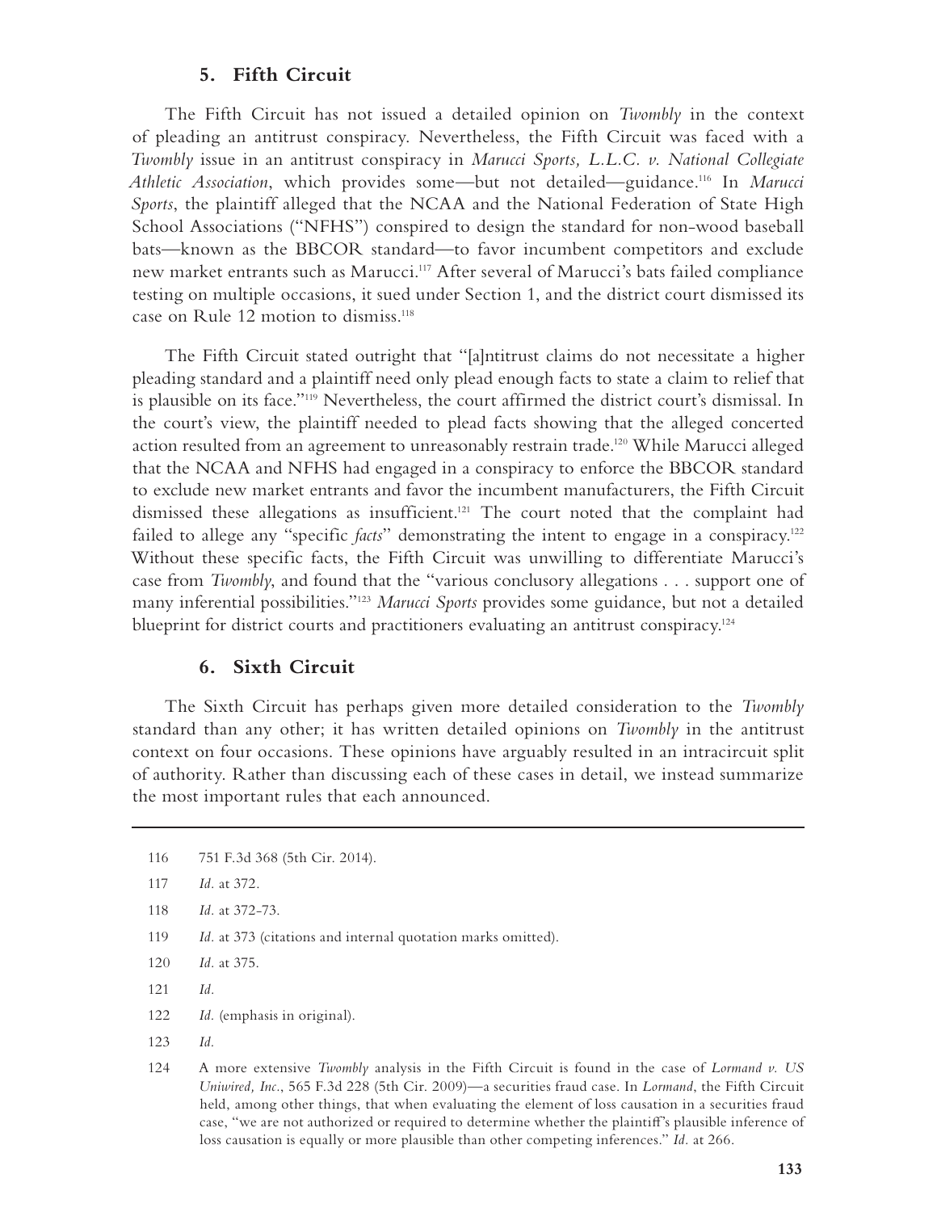### 5. Fifth Circuit

The Fifth Circuit has not issued a detailed opinion on *Twombly* in the context of pleading an antitrust conspiracy. Nevertheless, the Fifth Circuit was faced with a *Twombly* issue in an antitrust conspiracy in *Marucci Sports, L.L.C. v. National Collegiate Athletic Association*, which provides some—but not detailed—guidance.[116] In *Marucci Sports*, the plaintiff alleged that the NCAA and the National Federation of State High School Associations ("NFHS") conspired to design the standard for non-wood baseball bats—known as the BBCOR standard—to favor incumbent competitors and exclude new market entrants such as Marucci.[117] After several of Marucci's bats failed compliance testing on multiple occasions, it sued under Section 1, and the district court dismissed its case on Rule 12 motion to dismiss.[118]

The Fifth Circuit stated outright that "[a]ntitrust claims do not necessitate a higher pleading standard and a plaintiff need only plead enough facts to state a claim to relief that is plausible on its face."[119] Nevertheless, the court affirmed the district court's dismissal. In the court's view, the plaintiff needed to plead facts showing that the alleged concerted action resulted from an agreement to unreasonably restrain trade.[120] While Marucci alleged that the NCAA and NFHS had engaged in a conspiracy to enforce the BBCOR standard to exclude new market entrants and favor the incumbent manufacturers, the Fifth Circuit dismissed these allegations as insufficient.[121] The court noted that the complaint had failed to allege any "specific *facts*" demonstrating the intent to engage in a conspiracy.[122] Without these specific facts, the Fifth Circuit was unwilling to differentiate Marucci's case from *Twombly*, and found that the "various conclusory allegations . . . support one of many inferential possibilities."[123] *Marucci Sports* provides some guidance, but not a detailed blueprint for district courts and practitioners evaluating an antitrust conspiracy.[124]

### 6. Sixth Circuit

The Sixth Circuit has perhaps given more detailed consideration to the *Twombly* standard than any other; it has written detailed opinions on *Twombly* in the antitrust context on four occasions. These opinions have arguably resulted in an intracircuit split of authority. Rather than discussing each of these cases in detail, we instead summarize the most important rules that each announced.

---

116 751 F.3d 368 (5th Cir. 2014).

117 *Id.* at 372.

118 *Id.* at 372-73.

119 *Id.* at 373 (citations and internal quotation marks omitted).

120 *Id.* at 375.

121 *Id.*

122 *Id.* (emphasis in original).

123 *Id.*

124 A more extensive *Twombly* analysis in the Fifth Circuit is found in the case of *Lormand v. US Uniwired, Inc.*, 565 F.3d 228 (5th Cir. 2009)—a securities fraud case. In *Lormand*, the Fifth Circuit held, among other things, that when evaluating the element of loss causation in a securities fraud case, "we are not authorized or required to determine whether the plaintiff's plausible inference of loss causation is equally or more plausible than other competing inferences." *Id.* at 266.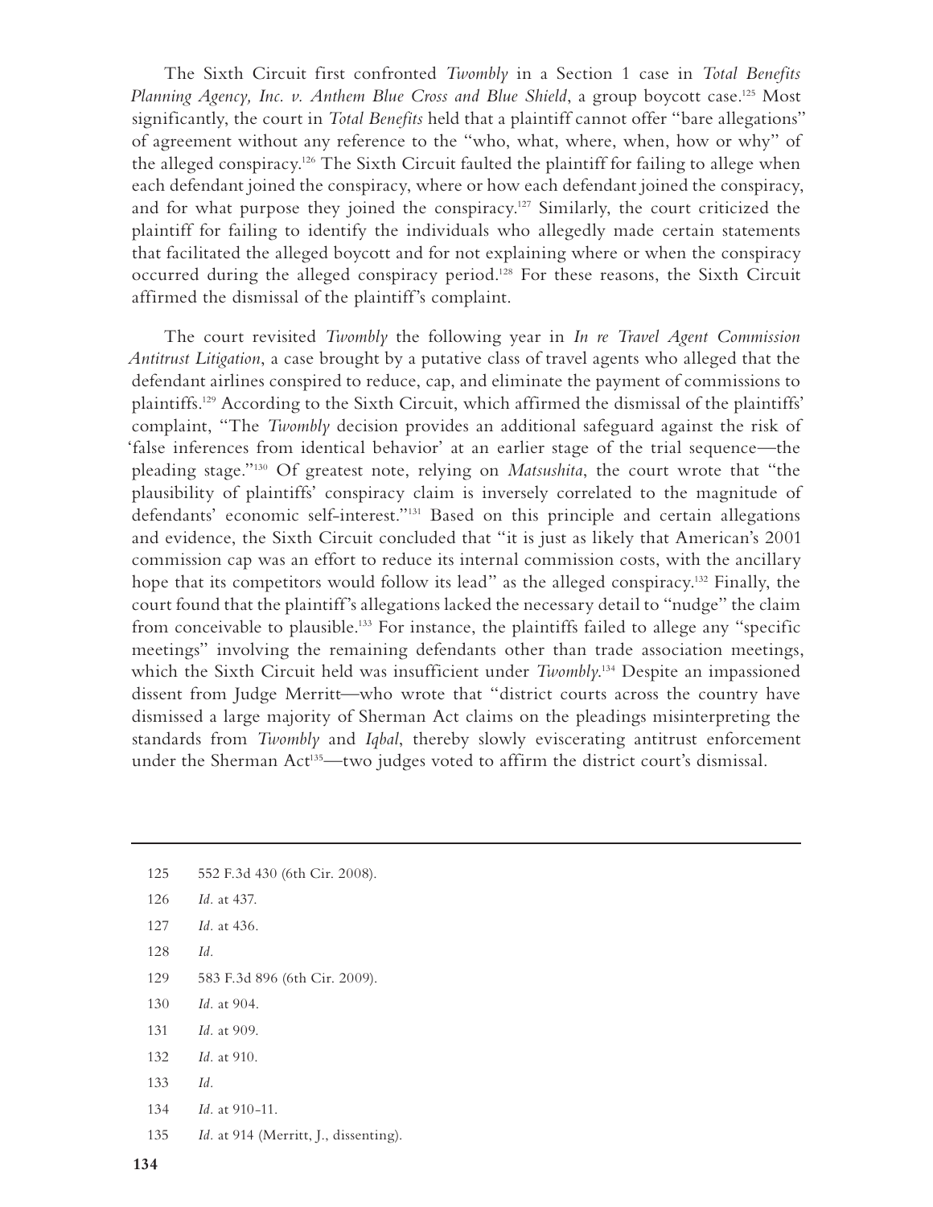The Sixth Circuit first confronted *Twombly* in a Section 1 case in *Total Benefits Planning Agency, Inc. v. Anthem Blue Cross and Blue Shield*, a group boycott case.[125] Most significantly, the court in *Total Benefits* held that a plaintiff cannot offer "bare allegations" of agreement without any reference to the "who, what, where, when, how or why" of the alleged conspiracy.[126] The Sixth Circuit faulted the plaintiff for failing to allege when each defendant joined the conspiracy, where or how each defendant joined the conspiracy, and for what purpose they joined the conspiracy.[127] Similarly, the court criticized the plaintiff for failing to identify the individuals who allegedly made certain statements that facilitated the alleged boycott and for not explaining where or when the conspiracy occurred during the alleged conspiracy period.[128] For these reasons, the Sixth Circuit affirmed the dismissal of the plaintiff's complaint.

The court revisited *Twombly* the following year in *In re Travel Agent Commission Antitrust Litigation*, a case brought by a putative class of travel agents who alleged that the defendant airlines conspired to reduce, cap, and eliminate the payment of commissions to plaintiffs.[129] According to the Sixth Circuit, which affirmed the dismissal of the plaintiffs' complaint, "The *Twombly* decision provides an additional safeguard against the risk of 'false inferences from identical behavior' at an earlier stage of the trial sequence—the pleading stage."[130] Of greatest note, relying on *Matsushita*, the court wrote that "the plausibility of plaintiffs' conspiracy claim is inversely correlated to the magnitude of defendants' economic self-interest."[131] Based on this principle and certain allegations and evidence, the Sixth Circuit concluded that "it is just as likely that American's 2001 commission cap was an effort to reduce its internal commission costs, with the ancillary hope that its competitors would follow its lead" as the alleged conspiracy.[132] Finally, the court found that the plaintiff's allegations lacked the necessary detail to "nudge" the claim from conceivable to plausible.[133] For instance, the plaintiffs failed to allege any "specific meetings" involving the remaining defendants other than trade association meetings, which the Sixth Circuit held was insufficient under *Twombly*.[134] Despite an impassioned dissent from Judge Merritt—who wrote that "district courts across the country have dismissed a large majority of Sherman Act claims on the pleadings misinterpreting the standards from *Twombly* and *Iqbal*, thereby slowly eviscerating antitrust enforcement under the Sherman Act[135]—two judges voted to affirm the district court's dismissal.

---

125 552 F.3d 430 (6th Cir. 2008).

126 *Id.* at 437.

127 *Id.* at 436.

128 *Id.*

129 583 F.3d 896 (6th Cir. 2009).

130 *Id.* at 904.

131 *Id.* at 909.

132 *Id.* at 910.

133 *Id.*

134 *Id.* at 910-11.

135 *Id.* at 914 (Merritt, J., dissenting).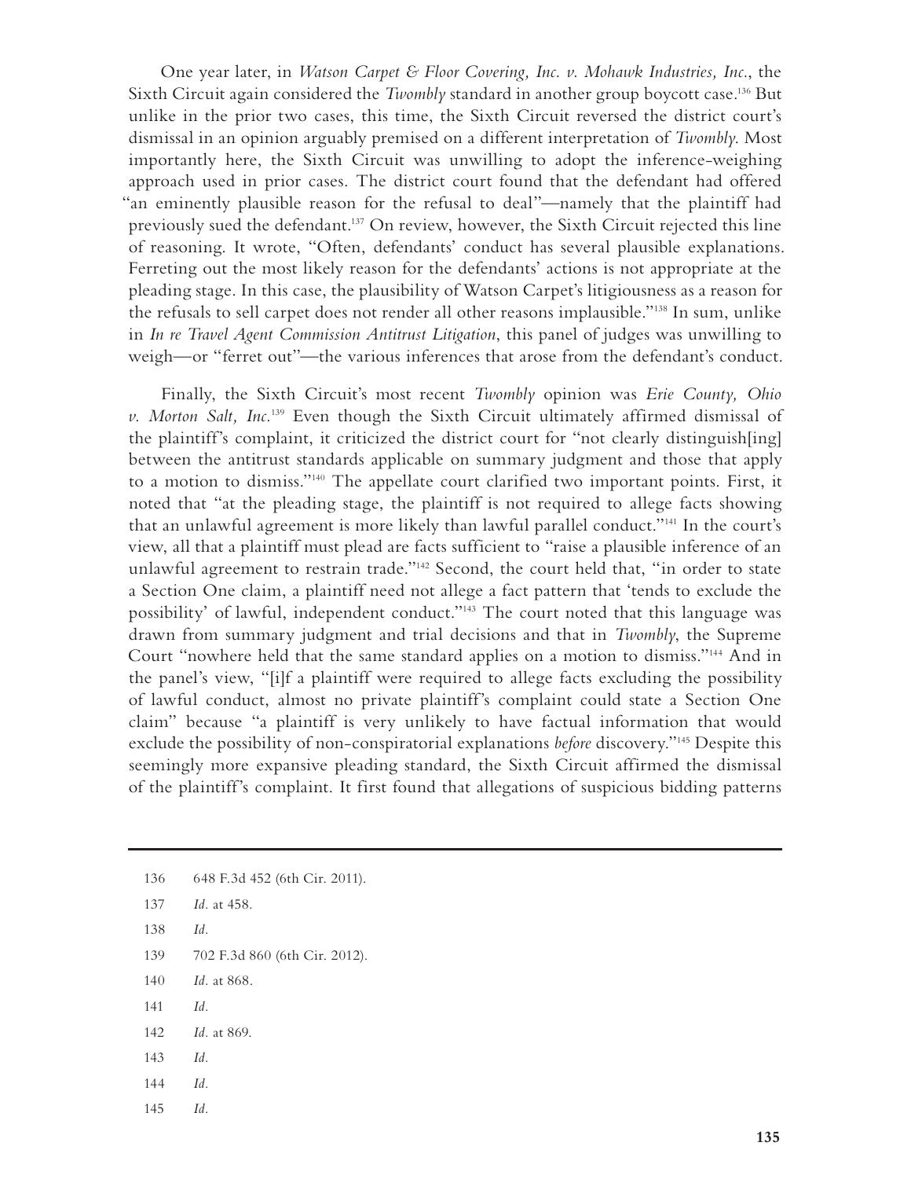One year later, in *Watson Carpet & Floor Covering, Inc. v. Mohawk Industries, Inc.*, the Sixth Circuit again considered the *Twombly* standard in another group boycott case.[136] But unlike in the prior two cases, this time, the Sixth Circuit reversed the district court's dismissal in an opinion arguably premised on a different interpretation of *Twombly*. Most importantly here, the Sixth Circuit was unwilling to adopt the inference-weighing approach used in prior cases. The district court found that the defendant had offered "an eminently plausible reason for the refusal to deal"—namely that the plaintiff had previously sued the defendant.[137] On review, however, the Sixth Circuit rejected this line of reasoning. It wrote, "Often, defendants' conduct has several plausible explanations. Ferreting out the most likely reason for the defendants' actions is not appropriate at the pleading stage. In this case, the plausibility of Watson Carpet's litigiousness as a reason for the refusals to sell carpet does not render all other reasons implausible."[138] In sum, unlike in *In re Travel Agent Commission Antitrust Litigation*, this panel of judges was unwilling to weigh—or "ferret out"—the various inferences that arose from the defendant's conduct.

Finally, the Sixth Circuit's most recent *Twombly* opinion was *Erie County, Ohio v. Morton Salt, Inc.*[139] Even though the Sixth Circuit ultimately affirmed dismissal of the plaintiff's complaint, it criticized the district court for "not clearly distinguish[ing] between the antitrust standards applicable on summary judgment and those that apply to a motion to dismiss."[140] The appellate court clarified two important points. First, it noted that "at the pleading stage, the plaintiff is not required to allege facts showing that an unlawful agreement is more likely than lawful parallel conduct."[141] In the court's view, all that a plaintiff must plead are facts sufficient to "raise a plausible inference of an unlawful agreement to restrain trade."[142] Second, the court held that, "in order to state a Section One claim, a plaintiff need not allege a fact pattern that 'tends to exclude the possibility' of lawful, independent conduct."[143] The court noted that this language was drawn from summary judgment and trial decisions and that in *Twombly*, the Supreme Court "nowhere held that the same standard applies on a motion to dismiss."[144] And in the panel's view, "[i]f a plaintiff were required to allege facts excluding the possibility of lawful conduct, almost no private plaintiff's complaint could state a Section One claim" because "a plaintiff is very unlikely to have factual information that would exclude the possibility of non-conspiratorial explanations *before* discovery."[145] Despite this seemingly more expansive pleading standard, the Sixth Circuit affirmed the dismissal of the plaintiff's complaint. It first found that allegations of suspicious bidding patterns

---

136 648 F.3d 452 (6th Cir. 2011).

137 *Id.* at 458.

138 *Id.*

139 702 F.3d 860 (6th Cir. 2012).

140 *Id.* at 868.

141 *Id.*

142 *Id.* at 869.

143 *Id.*

144 *Id.*

145 *Id.*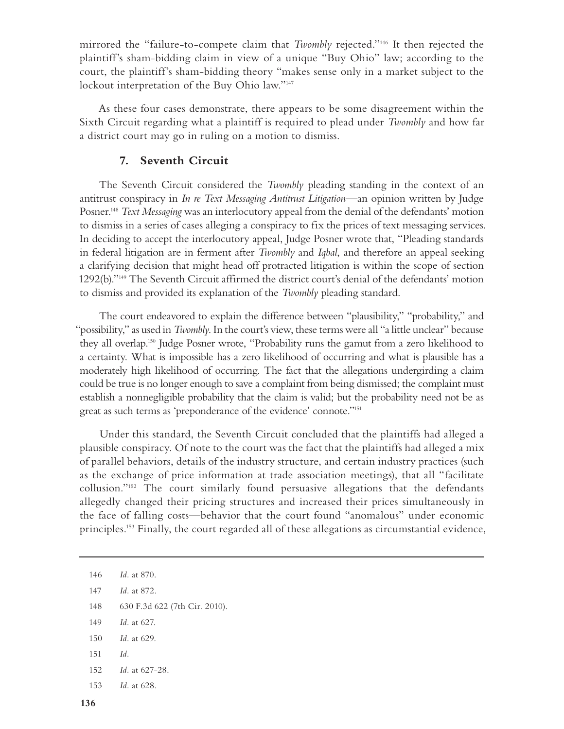mirrored the "failure-to-compete claim that *Twombly* rejected."[146] It then rejected the plaintiff's sham-bidding claim in view of a unique "Buy Ohio" law; according to the court, the plaintiff's sham-bidding theory "makes sense only in a market subject to the lockout interpretation of the Buy Ohio law."[147]

As these four cases demonstrate, there appears to be some disagreement within the Sixth Circuit regarding what a plaintiff is required to plead under *Twombly* and how far a district court may go in ruling on a motion to dismiss.

### 7. Seventh Circuit

The Seventh Circuit considered the *Twombly* pleading standing in the context of an antitrust conspiracy in *In re Text Messaging Antitrust Litigation*—an opinion written by Judge Posner.[148] *Text Messaging* was an interlocutory appeal from the denial of the defendants' motion to dismiss in a series of cases alleging a conspiracy to fix the prices of text messaging services. In deciding to accept the interlocutory appeal, Judge Posner wrote that, "Pleading standards in federal litigation are in ferment after *Twombly* and *Iqbal*, and therefore an appeal seeking a clarifying decision that might head off protracted litigation is within the scope of section 1292(b)."[149] The Seventh Circuit affirmed the district court's denial of the defendants' motion to dismiss and provided its explanation of the *Twombly* pleading standard.

The court endeavored to explain the difference between "plausibility," "probability," and "possibility," as used in *Twombly*. In the court's view, these terms were all "a little unclear" because they all overlap.[150] Judge Posner wrote, "Probability runs the gamut from a zero likelihood to a certainty. What is impossible has a zero likelihood of occurring and what is plausible has a moderately high likelihood of occurring. The fact that the allegations undergirding a claim could be true is no longer enough to save a complaint from being dismissed; the complaint must establish a nonnegligible probability that the claim is valid; but the probability need not be as great as such terms as 'preponderance of the evidence' connote."[151]

Under this standard, the Seventh Circuit concluded that the plaintiffs had alleged a plausible conspiracy. Of note to the court was the fact that the plaintiffs had alleged a mix of parallel behaviors, details of the industry structure, and certain industry practices (such as the exchange of price information at trade association meetings), that all "facilitate collusion."[152] The court similarly found persuasive allegations that the defendants allegedly changed their pricing structures and increased their prices simultaneously in the face of falling costs—behavior that the court found "anomalous" under economic principles.[153] Finally, the court regarded all of these allegations as circumstantial evidence,

---

146 *Id.* at 870.

147 *Id.* at 872.

148 630 F.3d 622 (7th Cir. 2010).

149 *Id.* at 627.

150 *Id.* at 629.

151 *Id.*

152 *Id.* at 627-28.

153 *Id.* at 628.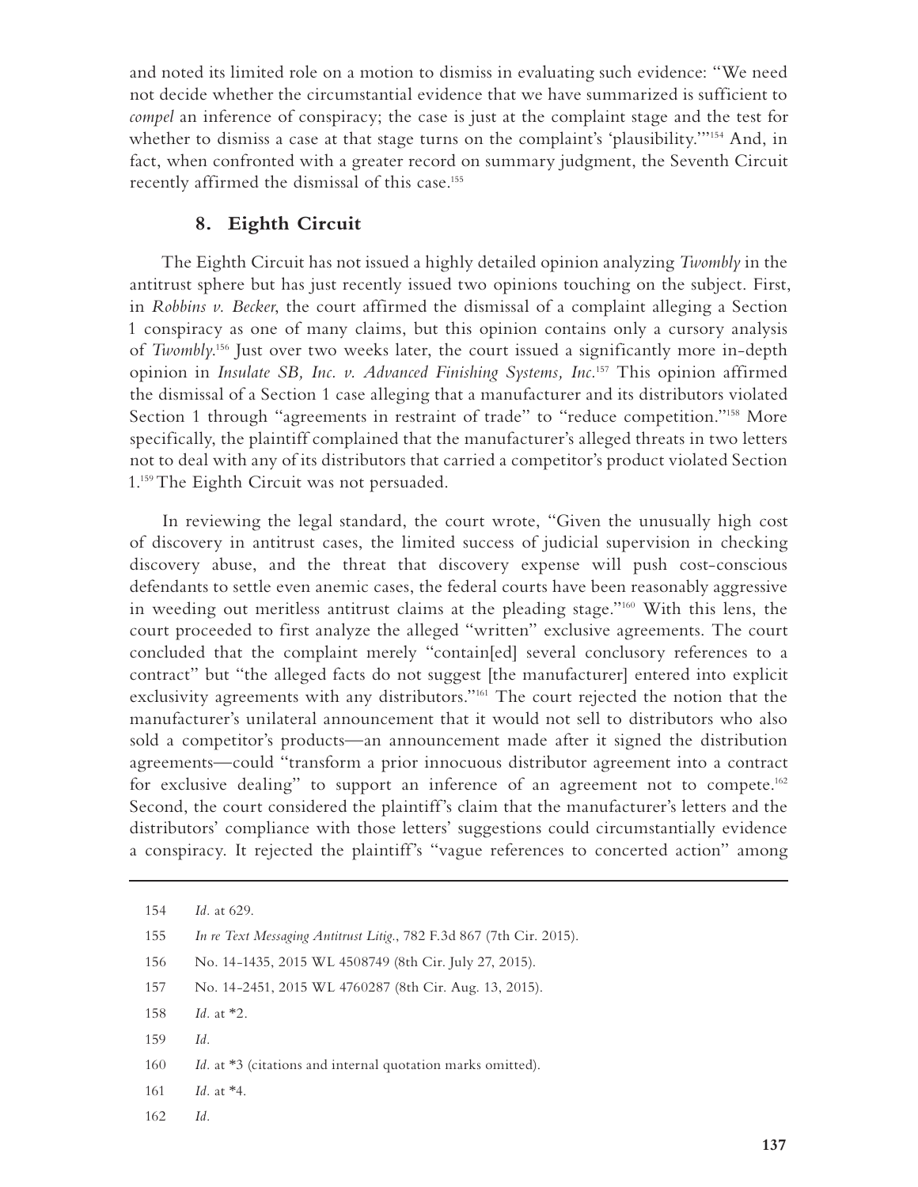and noted its limited role on a motion to dismiss in evaluating such evidence: "We need not decide whether the circumstantial evidence that we have summarized is sufficient to *compel* an inference of conspiracy; the case is just at the complaint stage and the test for whether to dismiss a case at that stage turns on the complaint's 'plausibility.'"[154] And, in fact, when confronted with a greater record on summary judgment, the Seventh Circuit recently affirmed the dismissal of this case.[155]

### 8. Eighth Circuit

The Eighth Circuit has not issued a highly detailed opinion analyzing *Twombly* in the antitrust sphere but has just recently issued two opinions touching on the subject. First, in *Robbins v. Becker*, the court affirmed the dismissal of a complaint alleging a Section 1 conspiracy as one of many claims, but this opinion contains only a cursory analysis of *Twombly*.[156] Just over two weeks later, the court issued a significantly more in-depth opinion in *Insulate SB, Inc. v. Advanced Finishing Systems, Inc.*[157] This opinion affirmed the dismissal of a Section 1 case alleging that a manufacturer and its distributors violated Section 1 through "agreements in restraint of trade" to "reduce competition."[158] More specifically, the plaintiff complained that the manufacturer's alleged threats in two letters not to deal with any of its distributors that carried a competitor's product violated Section 1.[159] The Eighth Circuit was not persuaded.

In reviewing the legal standard, the court wrote, "Given the unusually high cost of discovery in antitrust cases, the limited success of judicial supervision in checking discovery abuse, and the threat that discovery expense will push cost-conscious defendants to settle even anemic cases, the federal courts have been reasonably aggressive in weeding out meritless antitrust claims at the pleading stage."[160] With this lens, the court proceeded to first analyze the alleged "written" exclusive agreements. The court concluded that the complaint merely "contain[ed] several conclusory references to a contract" but "the alleged facts do not suggest [the manufacturer] entered into explicit exclusivity agreements with any distributors."[161] The court rejected the notion that the manufacturer's unilateral announcement that it would not sell to distributors who also sold a competitor's products—an announcement made after it signed the distribution agreements—could "transform a prior innocuous distributor agreement into a contract for exclusive dealing" to support an inference of an agreement not to compete.[162] Second, the court considered the plaintiff's claim that the manufacturer's letters and the distributors' compliance with those letters' suggestions could circumstantially evidence a conspiracy. It rejected the plaintiff's "vague references to concerted action" among

---

154 *Id.* at 629.

155 *In re Text Messaging Antitrust Litig.*, 782 F.3d 867 (7th Cir. 2015).

156 No. 14-1435, 2015 WL 4508749 (8th Cir. July 27, 2015).

157 No. 14-2451, 2015 WL 4760287 (8th Cir. Aug. 13, 2015).

158 *Id.* at *2.

159 *Id.*

160 *Id.* at *3 (citations and internal quotation marks omitted).

161 *Id.* at *4.

162 *Id.*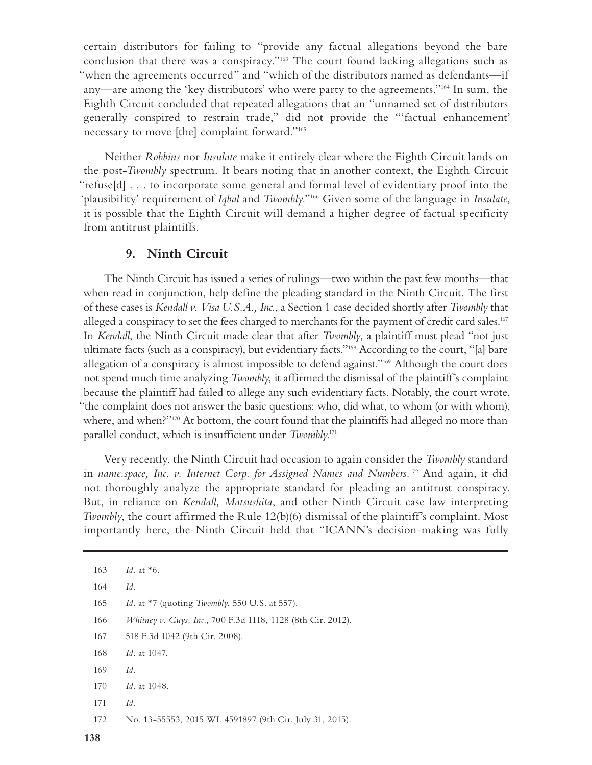certain distributors for failing to "provide any factual allegations beyond the bare conclusion that there was a conspiracy."[163] The court found lacking allegations such as "when the agreements occurred" and "which of the distributors named as defendants—if any—are among the 'key distributors' who were party to the agreements."[164] In sum, the Eighth Circuit concluded that repeated allegations that an "unnamed set of distributors generally conspired to restrain trade," did not provide the "'factual enhancement' necessary to move [the] complaint forward."[165]

Neither *Robbins* nor *Insulate* make it entirely clear where the Eighth Circuit lands on the post-*Twombly* spectrum. It bears noting that in another context, the Eighth Circuit "refuse[d] . . . to incorporate some general and formal level of evidentiary proof into the 'plausibility' requirement of *Iqbal* and *Twombly*."[166] Given some of the language in *Insulate*, it is possible that the Eighth Circuit will demand a higher degree of factual specificity from antitrust plaintiffs.

### 9. Ninth Circuit

The Ninth Circuit has issued a series of rulings—two within the past few months—that when read in conjunction, help define the pleading standard in the Ninth Circuit. The first of these cases is *Kendall v. Visa U.S.A., Inc.*, a Section 1 case decided shortly after *Twombly* that alleged a conspiracy to set the fees charged to merchants for the payment of credit card sales.[167] In *Kendall*, the Ninth Circuit made clear that after *Twombly*, a plaintiff must plead "not just ultimate facts (such as a conspiracy), but evidentiary facts."[168] According to the court, "[a] bare allegation of a conspiracy is almost impossible to defend against."[169] Although the court does not spend much time analyzing *Twombly*, it affirmed the dismissal of the plaintiff's complaint because the plaintiff had failed to allege any such evidentiary facts. Notably, the court wrote, "the complaint does not answer the basic questions: who, did what, to whom (or with whom), where, and when?"[170] At bottom, the court found that the plaintiffs had alleged no more than parallel conduct, which is insufficient under *Twombly*.[171]

Very recently, the Ninth Circuit had occasion to again consider the *Twombly* standard in *name.space, Inc. v. Internet Corp. for Assigned Names and Numbers*.[172] And again, it did not thoroughly analyze the appropriate standard for pleading an antitrust conspiracy. But, in reliance on *Kendall, Matsushita*, and other Ninth Circuit case law interpreting *Twombly*, the court affirmed the Rule 12(b)(6) dismissal of the plaintiff's complaint. Most importantly here, the Ninth Circuit held that "ICANN's decision-making was fully

---

163 *Id.* at \*6.

164 *Id.*

165 *Id.* at \*7 (quoting *Twombly*, 550 U.S. at 557).

166 *Whitney v. Guys, Inc.*, 700 F.3d 1118, 1128 (8th Cir. 2012).

167 518 F.3d 1042 (9th Cir. 2008).

168 *Id.* at 1047.

169 *Id.*

170 *Id.* at 1048.

171 *Id.*

172 No. 13-55553, 2015 WL 4591897 (9th Cir. July 31, 2015).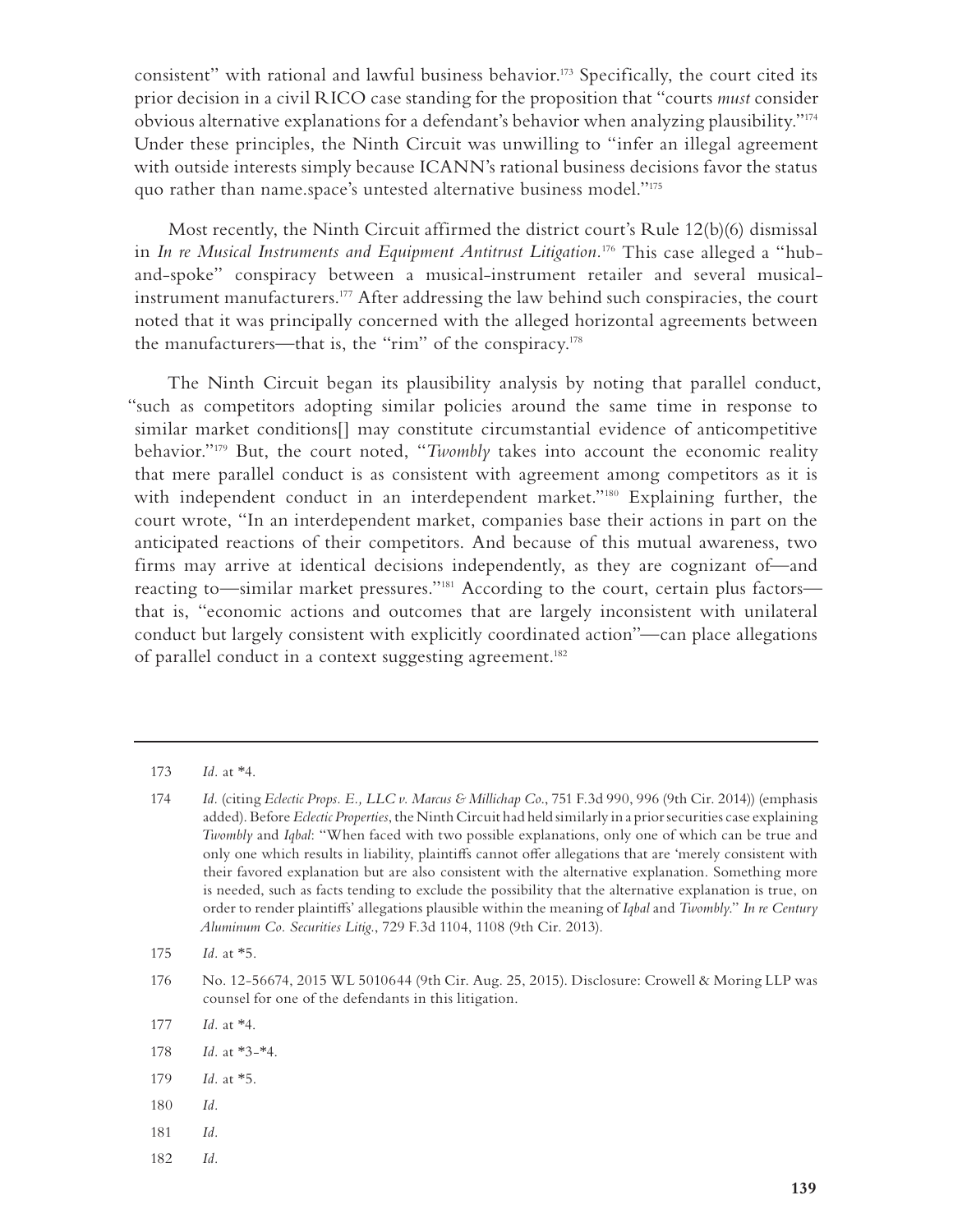consistent" with rational and lawful business behavior.[173] Specifically, the court cited its prior decision in a civil RICO case standing for the proposition that "courts *must* consider obvious alternative explanations for a defendant's behavior when analyzing plausibility."[174] Under these principles, the Ninth Circuit was unwilling to "infer an illegal agreement with outside interests simply because ICANN's rational business decisions favor the status quo rather than name.space's untested alternative business model."[175]

Most recently, the Ninth Circuit affirmed the district court's Rule 12(b)(6) dismissal in *In re Musical Instruments and Equipment Antitrust Litigation*.[176] This case alleged a "hub-and-spoke" conspiracy between a musical-instrument retailer and several musical-instrument manufacturers.[177] After addressing the law behind such conspiracies, the court noted that it was principally concerned with the alleged horizontal agreements between the manufacturers—that is, the "rim" of the conspiracy.[178]

The Ninth Circuit began its plausibility analysis by noting that parallel conduct, "such as competitors adopting similar policies around the same time in response to similar market conditions[] may constitute circumstantial evidence of anticompetitive behavior."[179] But, the court noted, "*Twombly* takes into account the economic reality that mere parallel conduct is as consistent with agreement among competitors as it is with independent conduct in an interdependent market."[180] Explaining further, the court wrote, "In an interdependent market, companies base their actions in part on the anticipated reactions of their competitors. And because of this mutual awareness, two firms may arrive at identical decisions independently, as they are cognizant of—and reacting to—similar market pressures."[181] According to the court, certain plus factors—that is, "economic actions and outcomes that are largely inconsistent with unilateral conduct but largely consistent with explicitly coordinated action"—can place allegations of parallel conduct in a context suggesting agreement.[182]

---

173 *Id.* at *4.

174 *Id.* (citing *Eclectic Props. E., LLC v. Marcus & Millichap Co.*, 751 F.3d 990, 996 (9th Cir. 2014)) (emphasis added). Before *Eclectic Properties*, the Ninth Circuit had held similarly in a prior securities case explaining *Twombly* and *Iqbal*: "When faced with two possible explanations, only one of which can be true and only one which results in liability, plaintiffs cannot offer allegations that are 'merely consistent with their favored explanation but are also consistent with the alternative explanation. Something more is needed, such as facts tending to exclude the possibility that the alternative explanation is true, on order to render plaintiffs' allegations plausible within the meaning of *Iqbal* and *Twombly*." *In re Century Aluminum Co. Securities Litig.*, 729 F.3d 1104, 1108 (9th Cir. 2013).

175 *Id.* at *5.

176 No. 12-56674, 2015 WL 5010644 (9th Cir. Aug. 25, 2015). Disclosure: Crowell & Moring LLP was counsel for one of the defendants in this litigation.

177 *Id.* at *4.

178 *Id.* at *3-*4.

179 *Id.* at *5.

180 *Id.*

181 *Id.*

182 *Id.*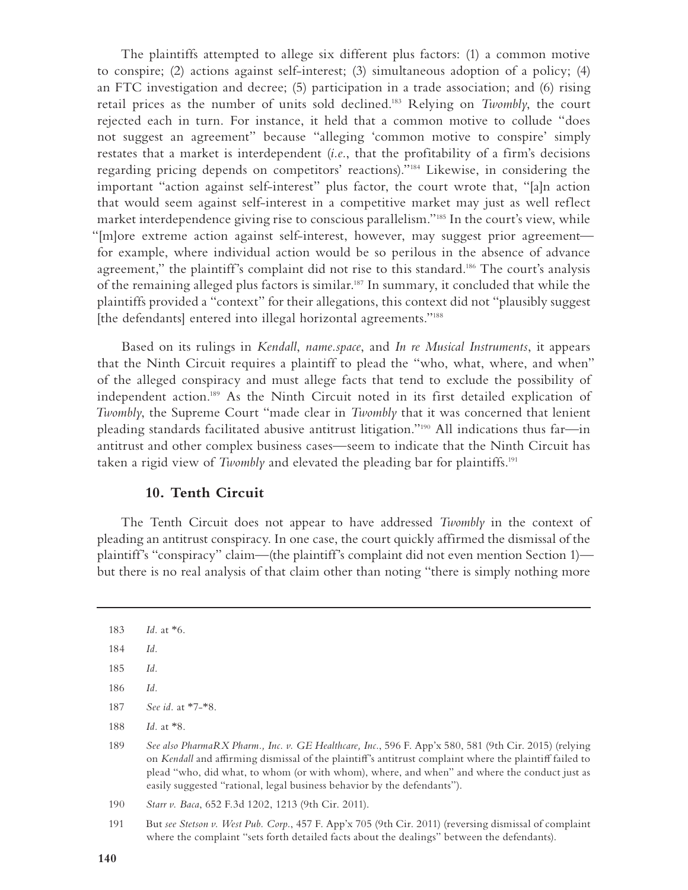The plaintiffs attempted to allege six different plus factors: (1) a common motive to conspire; (2) actions against self-interest; (3) simultaneous adoption of a policy; (4) an FTC investigation and decree; (5) participation in a trade association; and (6) rising retail prices as the number of units sold declined.[183] Relying on *Twombly*, the court rejected each in turn. For instance, it held that a common motive to collude "does not suggest an agreement" because "alleging 'common motive to conspire' simply restates that a market is interdependent (*i.e.*, that the profitability of a firm's decisions regarding pricing depends on competitors' reactions)."[184] Likewise, in considering the important "action against self-interest" plus factor, the court wrote that, "[a]n action that would seem against self-interest in a competitive market may just as well reflect market interdependence giving rise to conscious parallelism."[185] In the court's view, while "[m]ore extreme action against self-interest, however, may suggest prior agreement—for example, where individual action would be so perilous in the absence of advance agreement," the plaintiff's complaint did not rise to this standard.[186] The court's analysis of the remaining alleged plus factors is similar.[187] In summary, it concluded that while the plaintiffs provided a "context" for their allegations, this context did not "plausibly suggest [the defendants] entered into illegal horizontal agreements."[188]

Based on its rulings in *Kendall*, *name.space*, and *In re Musical Instruments*, it appears that the Ninth Circuit requires a plaintiff to plead the "who, what, where, and when" of the alleged conspiracy and must allege facts that tend to exclude the possibility of independent action.[189] As the Ninth Circuit noted in its first detailed explication of *Twombly*, the Supreme Court "made clear in *Twombly* that it was concerned that lenient pleading standards facilitated abusive antitrust litigation."[190] All indications thus far—in antitrust and other complex business cases—seem to indicate that the Ninth Circuit has taken a rigid view of *Twombly* and elevated the pleading bar for plaintiffs.[191]

### 10. Tenth Circuit

The Tenth Circuit does not appear to have addressed *Twombly* in the context of pleading an antitrust conspiracy. In one case, the court quickly affirmed the dismissal of the plaintiff's "conspiracy" claim—(the plaintiff's complaint did not even mention Section 1)—but there is no real analysis of that claim other than noting "there is simply nothing more

---

183 *Id.* at *6.

184 *Id.*

185 *Id.*

186 *Id.*

187 *See id.* at *7-*8.

188 *Id.* at *8.

189 *See also PharmaRX Pharm., Inc. v. GE Healthcare, Inc.*, 596 F. App'x 580, 581 (9th Cir. 2015) (relying on *Kendall* and affirming dismissal of the plaintiff's antitrust complaint where the plaintiff failed to plead "who, did what, to whom (or with whom), where, and when" and where the conduct just as easily suggested "rational, legal business behavior by the defendants").

190 *Starr v. Baca*, 652 F.3d 1202, 1213 (9th Cir. 2011).

191 But *see Stetson v. West Pub. Corp.*, 457 F. App'x 705 (9th Cir. 2011) (reversing dismissal of complaint where the complaint "sets forth detailed facts about the dealings" between the defendants).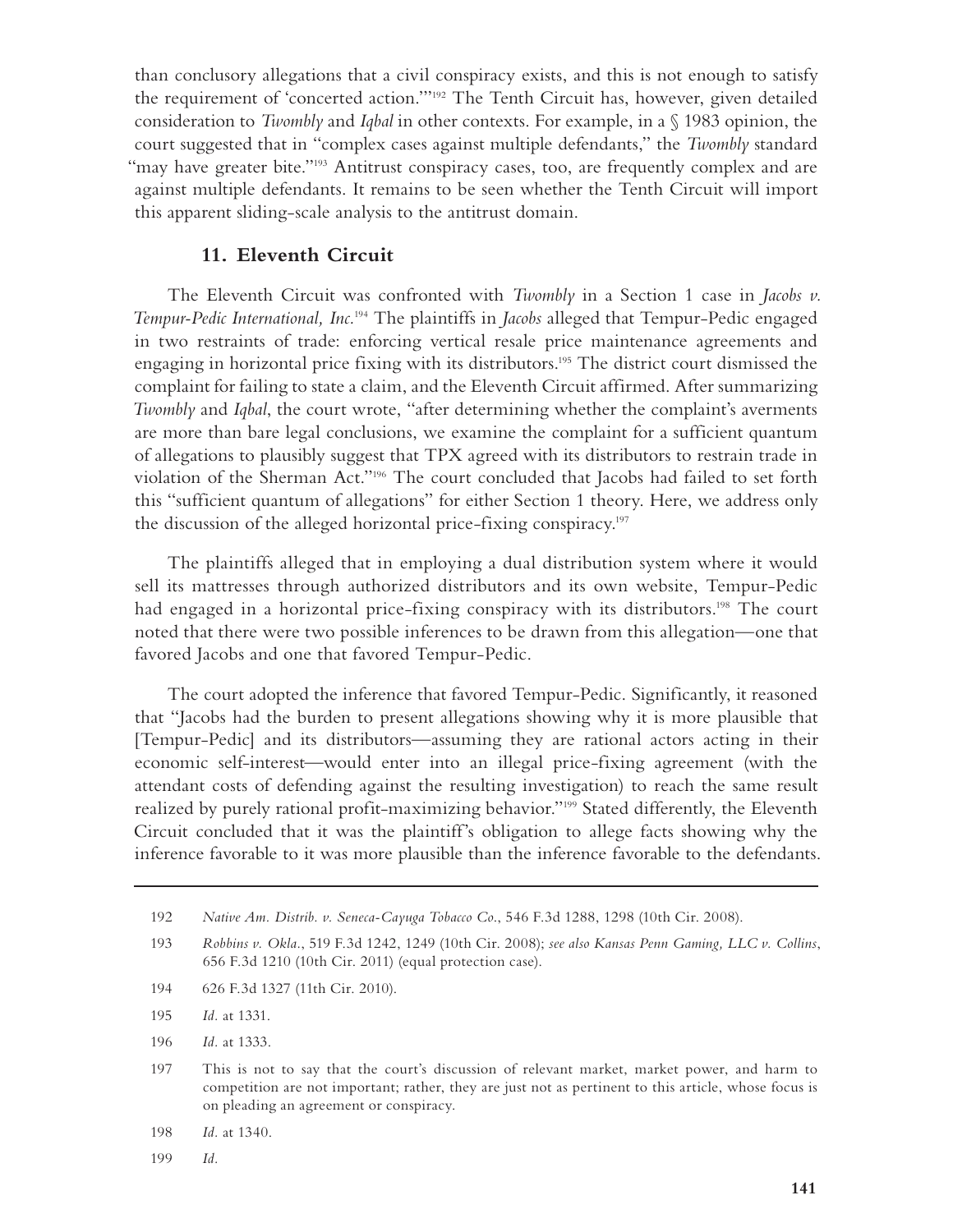than conclusory allegations that a civil conspiracy exists, and this is not enough to satisfy the requirement of 'concerted action.'"[192] The Tenth Circuit has, however, given detailed consideration to *Twombly* and *Iqbal* in other contexts. For example, in a § 1983 opinion, the court suggested that in "complex cases against multiple defendants," the *Twombly* standard "may have greater bite."[193] Antitrust conspiracy cases, too, are frequently complex and are against multiple defendants. It remains to be seen whether the Tenth Circuit will import this apparent sliding-scale analysis to the antitrust domain.

### 11. Eleventh Circuit

The Eleventh Circuit was confronted with *Twombly* in a Section 1 case in *Jacobs v. Tempur-Pedic International, Inc.*[194] The plaintiffs in *Jacobs* alleged that Tempur-Pedic engaged in two restraints of trade: enforcing vertical resale price maintenance agreements and engaging in horizontal price fixing with its distributors.[195] The district court dismissed the complaint for failing to state a claim, and the Eleventh Circuit affirmed. After summarizing *Twombly* and *Iqbal*, the court wrote, "after determining whether the complaint's averments are more than bare legal conclusions, we examine the complaint for a sufficient quantum of allegations to plausibly suggest that TPX agreed with its distributors to restrain trade in violation of the Sherman Act."[196] The court concluded that Jacobs had failed to set forth this "sufficient quantum of allegations" for either Section 1 theory. Here, we address only the discussion of the alleged horizontal price-fixing conspiracy.[197]

The plaintiffs alleged that in employing a dual distribution system where it would sell its mattresses through authorized distributors and its own website, Tempur-Pedic had engaged in a horizontal price-fixing conspiracy with its distributors.[198] The court noted that there were two possible inferences to be drawn from this allegation—one that favored Jacobs and one that favored Tempur-Pedic.

The court adopted the inference that favored Tempur-Pedic. Significantly, it reasoned that "Jacobs had the burden to present allegations showing why it is more plausible that [Tempur-Pedic] and its distributors—assuming they are rational actors acting in their economic self-interest—would enter into an illegal price-fixing agreement (with the attendant costs of defending against the resulting investigation) to reach the same result realized by purely rational profit-maximizing behavior."[199] Stated differently, the Eleventh Circuit concluded that it was the plaintiff's obligation to allege facts showing why the inference favorable to it was more plausible than the inference favorable to the defendants.

---

192 *Native Am. Distrib. v. Seneca-Cayuga Tobacco Co.*, 546 F.3d 1288, 1298 (10th Cir. 2008).

193 *Robbins v. Okla.*, 519 F.3d 1242, 1249 (10th Cir. 2008); *see also Kansas Penn Gaming, LLC v. Collins*, 656 F.3d 1210 (10th Cir. 2011) (equal protection case).

194 626 F.3d 1327 (11th Cir. 2010).

195 *Id.* at 1331.

196 *Id.* at 1333.

197 This is not to say that the court's discussion of relevant market, market power, and harm to competition are not important; rather, they are just not as pertinent to this article, whose focus is on pleading an agreement or conspiracy.

198 *Id.* at 1340.

199 *Id.*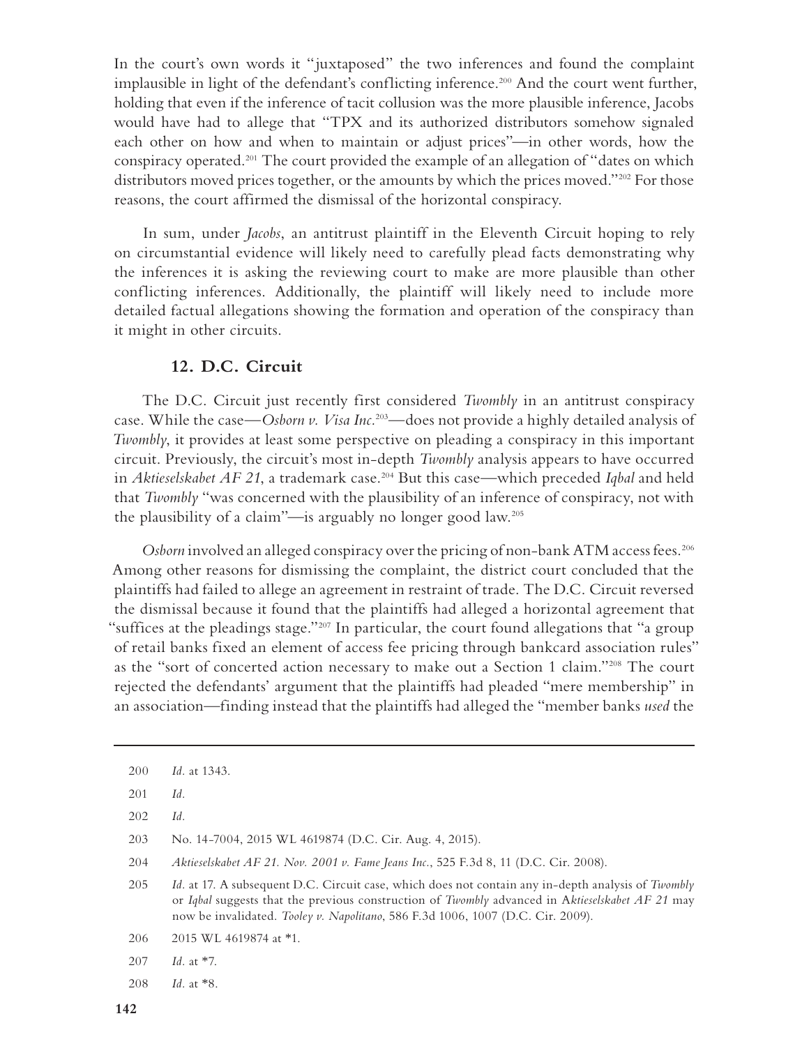In the court's own words it "juxtaposed" the two inferences and found the complaint implausible in light of the defendant's conflicting inference.[200] And the court went further, holding that even if the inference of tacit collusion was the more plausible inference, Jacobs would have had to allege that "TPX and its authorized distributors somehow signaled each other on how and when to maintain or adjust prices"—in other words, how the conspiracy operated.[201] The court provided the example of an allegation of "dates on which distributors moved prices together, or the amounts by which the prices moved."[202] For those reasons, the court affirmed the dismissal of the horizontal conspiracy.

In sum, under *Jacobs*, an antitrust plaintiff in the Eleventh Circuit hoping to rely on circumstantial evidence will likely need to carefully plead facts demonstrating why the inferences it is asking the reviewing court to make are more plausible than other conflicting inferences. Additionally, the plaintiff will likely need to include more detailed factual allegations showing the formation and operation of the conspiracy than it might in other circuits.

### 12. D.C. Circuit

The D.C. Circuit just recently first considered *Twombly* in an antitrust conspiracy case. While the case—*Osborn v. Visa Inc.*[203]—does not provide a highly detailed analysis of *Twombly*, it provides at least some perspective on pleading a conspiracy in this important circuit. Previously, the circuit's most in-depth *Twombly* analysis appears to have occurred in *Aktieselskabet AF 21*, a trademark case.[204] But this case—which preceded *Iqbal* and held that *Twombly* "was concerned with the plausibility of an inference of conspiracy, not with the plausibility of a claim"—is arguably no longer good law.[205]

*Osborn* involved an alleged conspiracy over the pricing of non-bank ATM access fees.[206] Among other reasons for dismissing the complaint, the district court concluded that the plaintiffs had failed to allege an agreement in restraint of trade. The D.C. Circuit reversed the dismissal because it found that the plaintiffs had alleged a horizontal agreement that "suffices at the pleadings stage."[207] In particular, the court found allegations that "a group of retail banks fixed an element of access fee pricing through bankcard association rules" as the "sort of concerted action necessary to make out a Section 1 claim."[208] The court rejected the defendants' argument that the plaintiffs had pleaded "mere membership" in an association—finding instead that the plaintiffs had alleged the "member banks *used* the

---

200 *Id.* at 1343.

201 *Id.*

202 *Id.*

203 No. 14-7004, 2015 WL 4619874 (D.C. Cir. Aug. 4, 2015).

204 *Aktieselskabet AF 21. Nov. 2001 v. Fame Jeans Inc.*, 525 F.3d 8, 11 (D.C. Cir. 2008).

205 *Id.* at 17. A subsequent D.C. Circuit case, which does not contain any in-depth analysis of *Twombly* or *Iqbal* suggests that the previous construction of *Twombly* advanced in *Aktieselskabet AF 21* may now be invalidated. *Tooley v. Napolitano*, 586 F.3d 1006, 1007 (D.C. Cir. 2009).

206 2015 WL 4619874 at \*1.

207 *Id.* at \*7.

208 *Id.* at \*8.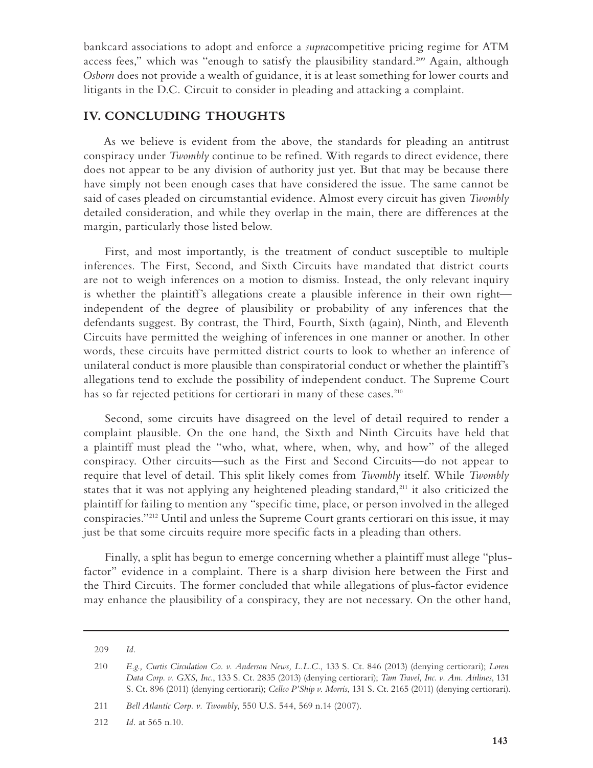bankcard associations to adopt and enforce a *supra*competitive pricing regime for ATM access fees," which was "enough to satisfy the plausibility standard.[209] Again, although *Osborn* does not provide a wealth of guidance, it is at least something for lower courts and litigants in the D.C. Circuit to consider in pleading and attacking a complaint.

## IV. CONCLUDING THOUGHTS

As we believe is evident from the above, the standards for pleading an antitrust conspiracy under *Twombly* continue to be refined. With regards to direct evidence, there does not appear to be any division of authority just yet. But that may be because there have simply not been enough cases that have considered the issue. The same cannot be said of cases pleaded on circumstantial evidence. Almost every circuit has given *Twombly* detailed consideration, and while they overlap in the main, there are differences at the margin, particularly those listed below.

First, and most importantly, is the treatment of conduct susceptible to multiple inferences. The First, Second, and Sixth Circuits have mandated that district courts are not to weigh inferences on a motion to dismiss. Instead, the only relevant inquiry is whether the plaintiff's allegations create a plausible inference in their own right—independent of the degree of plausibility or probability of any inferences that the defendants suggest. By contrast, the Third, Fourth, Sixth (again), Ninth, and Eleventh Circuits have permitted the weighing of inferences in one manner or another. In other words, these circuits have permitted district courts to look to whether an inference of unilateral conduct is more plausible than conspiratorial conduct or whether the plaintiff's allegations tend to exclude the possibility of independent conduct. The Supreme Court has so far rejected petitions for certiorari in many of these cases.[210]

Second, some circuits have disagreed on the level of detail required to render a complaint plausible. On the one hand, the Sixth and Ninth Circuits have held that a plaintiff must plead the "who, what, where, when, why, and how" of the alleged conspiracy. Other circuits—such as the First and Second Circuits—do not appear to require that level of detail. This split likely comes from *Twombly* itself. While *Twombly* states that it was not applying any heightened pleading standard,[211] it also criticized the plaintiff for failing to mention any "specific time, place, or person involved in the alleged conspiracies."[212] Until and unless the Supreme Court grants certiorari on this issue, it may just be that some circuits require more specific facts in a pleading than others.

Finally, a split has begun to emerge concerning whether a plaintiff must allege "plus-factor" evidence in a complaint. There is a sharp division here between the First and the Third Circuits. The former concluded that while allegations of plus-factor evidence may enhance the plausibility of a conspiracy, they are not necessary. On the other hand,

---

209 *Id.*

210 *E.g., Curtis Circulation Co. v. Anderson News, L.L.C.*, 133 S. Ct. 846 (2013) (denying certiorari); *Loren Data Corp. v. GXS, Inc.*, 133 S. Ct. 2835 (2013) (denying certiorari); *Tam Travel, Inc. v. Am. Airlines*, 131 S. Ct. 896 (2011) (denying certiorari); *Cellco P'Ship v. Morris*, 131 S. Ct. 2165 (2011) (denying certiorari).

211 *Bell Atlantic Corp. v. Twombly*, 550 U.S. 544, 569 n.14 (2007).

212 *Id.* at 565 n.10.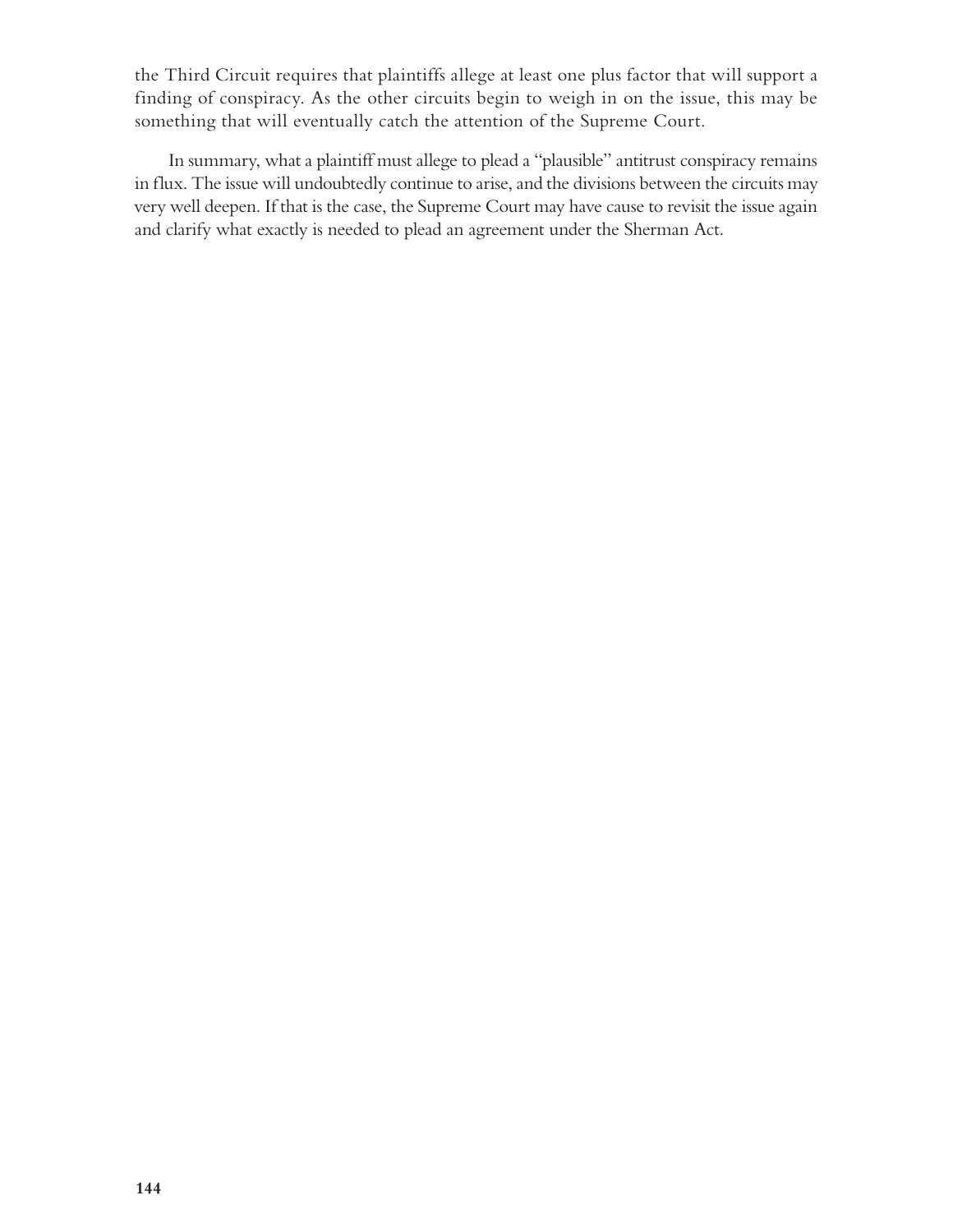the Third Circuit requires that plaintiffs allege at least one plus factor that will support a finding of conspiracy. As the other circuits begin to weigh in on the issue, this may be something that will eventually catch the attention of the Supreme Court.

In summary, what a plaintiff must allege to plead a "plausible" antitrust conspiracy remains in flux. The issue will undoubtedly continue to arise, and the divisions between the circuits may very well deepen. If that is the case, the Supreme Court may have cause to revisit the issue again and clarify what exactly is needed to plead an agreement under the Sherman Act.